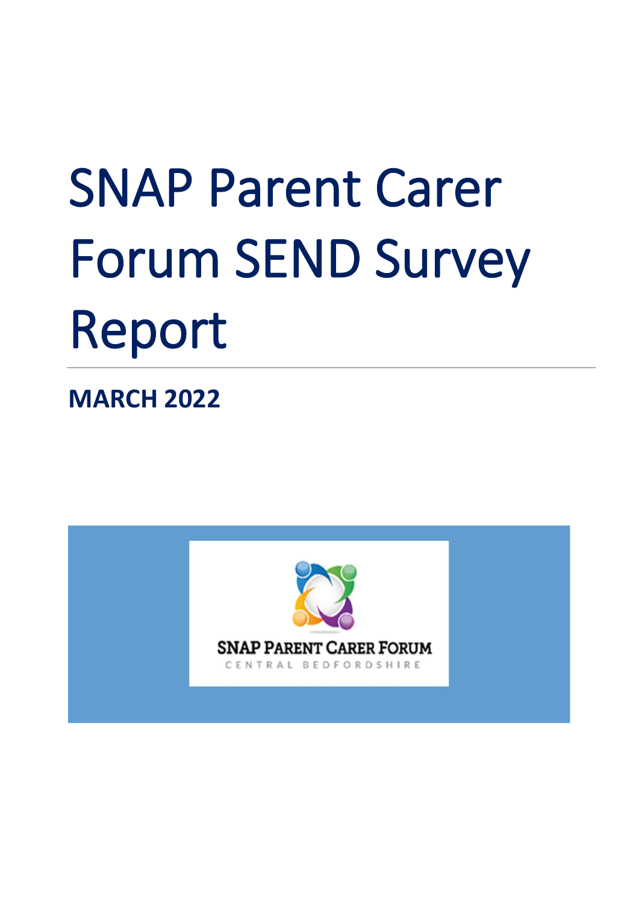# SNAP Parent Carer Forum SEND Survey Report

**MARCH 2022**

SNAP PARENT CARER FORUM

CENTRAL BEDFORDSHIRE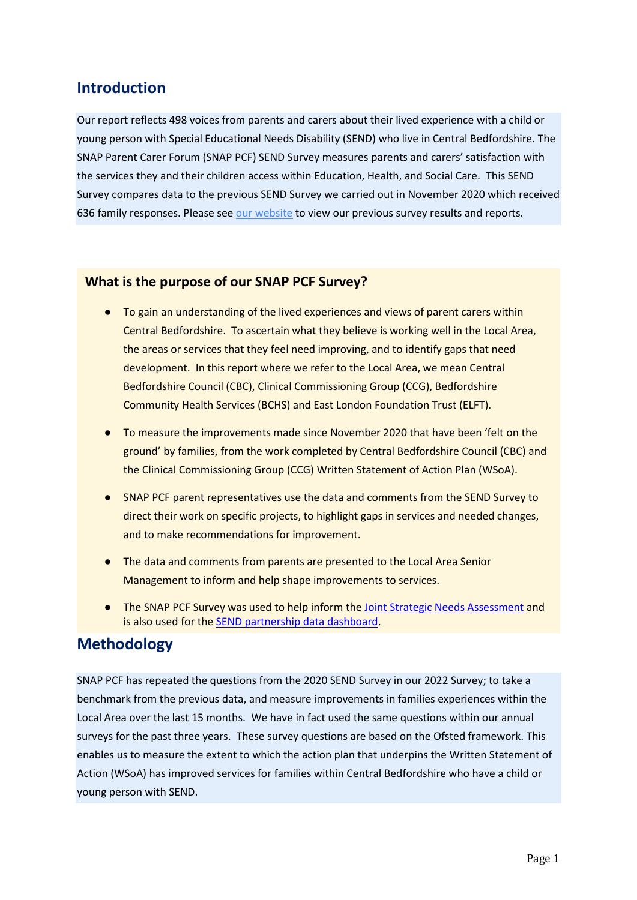## Introduction

Our report reflects 498 voices from parents and carers about their lived experience with a child or young person with Special Educational Needs Disability (SEND) who live in Central Bedfordshire. The SNAP Parent Carer Forum (SNAP PCF) SEND Survey measures parents and carers' satisfaction with the services they and their children access within Education, Health, and Social Care. This SEND Survey compares data to the previous SEND Survey we carried out in November 2020 which received 636 family responses. Please see [our website] to view our previous survey results and reports.

### What is the purpose of our SNAP PCF Survey?

- To gain an understanding of the lived experiences and views of parent carers within Central Bedfordshire. To ascertain what they believe is working well in the Local Area, the areas or services that they feel need improving, and to identify gaps that need development. In this report where we refer to the Local Area, we mean Central Bedfordshire Council (CBC), Clinical Commissioning Group (CCG), Bedfordshire Community Health Services (BCHS) and East London Foundation Trust (ELFT).
- To measure the improvements made since November 2020 that have been 'felt on the ground' by families, from the work completed by Central Bedfordshire Council (CBC) and the Clinical Commissioning Group (CCG) Written Statement of Action Plan (WSoA).
- SNAP PCF parent representatives use the data and comments from the SEND Survey to direct their work on specific projects, to highlight gaps in services and needed changes, and to make recommendations for improvement.
- The data and comments from parents are presented to the Local Area Senior Management to inform and help shape improvements to services.
- The SNAP PCF Survey was used to help inform the [Joint Strategic Needs Assessment] and is also used for the [SEND partnership data dashboard].

## Methodology

SNAP PCF has repeated the questions from the 2020 SEND Survey in our 2022 Survey; to take a benchmark from the previous data, and measure improvements in families experiences within the Local Area over the last 15 months. We have in fact used the same questions within our annual surveys for the past three years. These survey questions are based on the Ofsted framework. This enables us to measure the extent to which the action plan that underpins the Written Statement of Action (WSoA) has improved services for families within Central Bedfordshire who have a child or young person with SEND.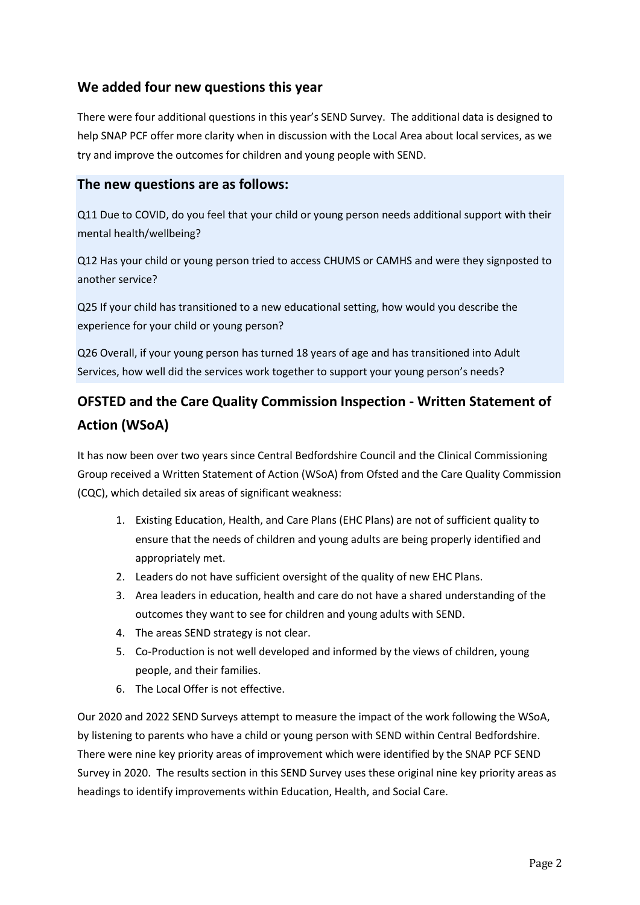## We added four new questions this year

There were four additional questions in this year's SEND Survey. The additional data is designed to help SNAP PCF offer more clarity when in discussion with the Local Area about local services, as we try and improve the outcomes for children and young people with SEND.

### The new questions are as follows:

Q11 Due to COVID, do you feel that your child or young person needs additional support with their mental health/wellbeing?

Q12 Has your child or young person tried to access CHUMS or CAMHS and were they signposted to another service?

Q25 If your child has transitioned to a new educational setting, how would you describe the experience for your child or young person?

Q26 Overall, if your young person has turned 18 years of age and has transitioned into Adult Services, how well did the services work together to support your young person's needs?

## OFSTED and the Care Quality Commission Inspection - Written Statement of Action (WSoA)

It has now been over two years since Central Bedfordshire Council and the Clinical Commissioning Group received a Written Statement of Action (WSoA) from Ofsted and the Care Quality Commission (CQC), which detailed six areas of significant weakness:

1. Existing Education, Health, and Care Plans (EHC Plans) are not of sufficient quality to ensure that the needs of children and young adults are being properly identified and appropriately met.
2. Leaders do not have sufficient oversight of the quality of new EHC Plans.
3. Area leaders in education, health and care do not have a shared understanding of the outcomes they want to see for children and young adults with SEND.
4. The areas SEND strategy is not clear.
5. Co-Production is not well developed and informed by the views of children, young people, and their families.
6. The Local Offer is not effective.

Our 2020 and 2022 SEND Surveys attempt to measure the impact of the work following the WSoA, by listening to parents who have a child or young person with SEND within Central Bedfordshire. There were nine key priority areas of improvement which were identified by the SNAP PCF SEND Survey in 2020. The results section in this SEND Survey uses these original nine key priority areas as headings to identify improvements within Education, Health, and Social Care.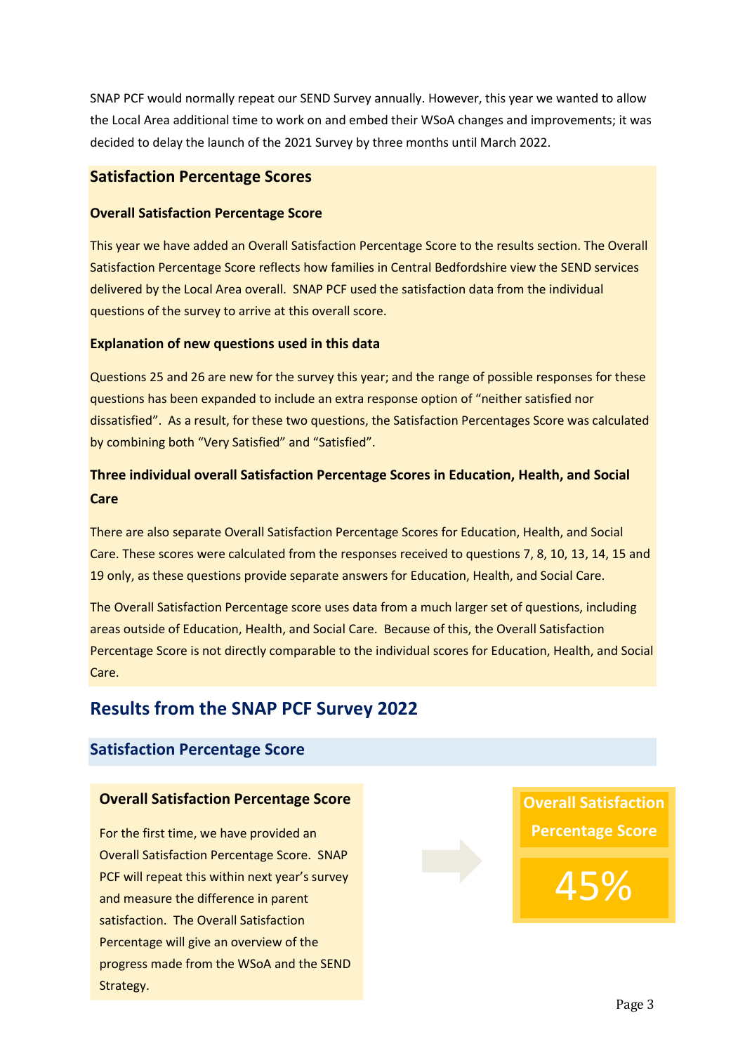SNAP PCF would normally repeat our SEND Survey annually. However, this year we wanted to allow the Local Area additional time to work on and embed their WSoA changes and improvements; it was decided to delay the launch of the 2021 Survey by three months until March 2022.

## Satisfaction Percentage Scores

### Overall Satisfaction Percentage Score

This year we have added an Overall Satisfaction Percentage Score to the results section. The Overall Satisfaction Percentage Score reflects how families in Central Bedfordshire view the SEND services delivered by the Local Area overall. SNAP PCF used the satisfaction data from the individual questions of the survey to arrive at this overall score.

### Explanation of new questions used in this data

Questions 25 and 26 are new for the survey this year; and the range of possible responses for these questions has been expanded to include an extra response option of "neither satisfied nor dissatisfied". As a result, for these two questions, the Satisfaction Percentages Score was calculated by combining both "Very Satisfied" and "Satisfied".

### Three individual overall Satisfaction Percentage Scores in Education, Health, and Social Care

There are also separate Overall Satisfaction Percentage Scores for Education, Health, and Social Care. These scores were calculated from the responses received to questions 7, 8, 10, 13, 14, 15 and 19 only, as these questions provide separate answers for Education, Health, and Social Care.

The Overall Satisfaction Percentage score uses data from a much larger set of questions, including areas outside of Education, Health, and Social Care. Because of this, the Overall Satisfaction Percentage Score is not directly comparable to the individual scores for Education, Health, and Social Care.

# Results from the SNAP PCF Survey 2022

## Satisfaction Percentage Score

### Overall Satisfaction Percentage Score

For the first time, we have provided an Overall Satisfaction Percentage Score. SNAP PCF will repeat this within next year's survey and measure the difference in parent satisfaction. The Overall Satisfaction Percentage will give an overview of the progress made from the WSoA and the SEND Strategy.

**Overall Satisfaction Percentage Score**

**45%**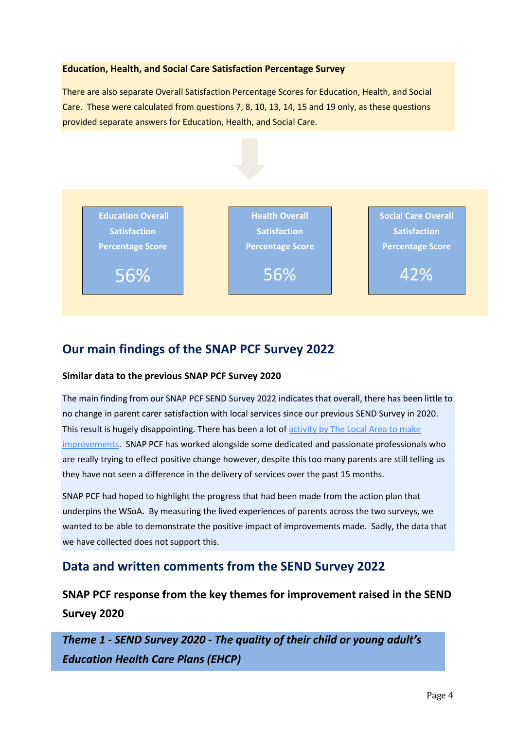**Education, Health, and Social Care Satisfaction Percentage Survey**

There are also separate Overall Satisfaction Percentage Scores for Education, Health, and Social Care. These were calculated from questions 7, 8, 10, 13, 14, 15 and 19 only, as these questions provided separate answers for Education, Health, and Social Care.

| Education Overall Satisfaction Percentage Score | Health Overall Satisfaction Percentage Score | Social Care Overall Satisfaction Percentage Score |
|---|---|---|
| 56% | 56% | 42% |

## Our main findings of the SNAP PCF Survey 2022

**Similar data to the previous SNAP PCF Survey 2020**

The main finding from our SNAP PCF SEND Survey 2022 indicates that overall, there has been little to no change in parent carer satisfaction with local services since our previous SEND Survey in 2020. This result is hugely disappointing. There has been a lot of activity by The Local Area to make improvements. SNAP PCF has worked alongside some dedicated and passionate professionals who are really trying to effect positive change however, despite this too many parents are still telling us they have not seen a difference in the delivery of services over the past 15 months.

SNAP PCF had hoped to highlight the progress that had been made from the action plan that underpins the WSoA. By measuring the lived experiences of parents across the two surveys, we wanted to be able to demonstrate the positive impact of improvements made. Sadly, the data that we have collected does not support this.

## Data and written comments from the SEND Survey 2022

### SNAP PCF response from the key themes for improvement raised in the SEND Survey 2020

***Theme 1 - SEND Survey 2020 - The quality of their child or young adult's Education Health Care Plans (EHCP)***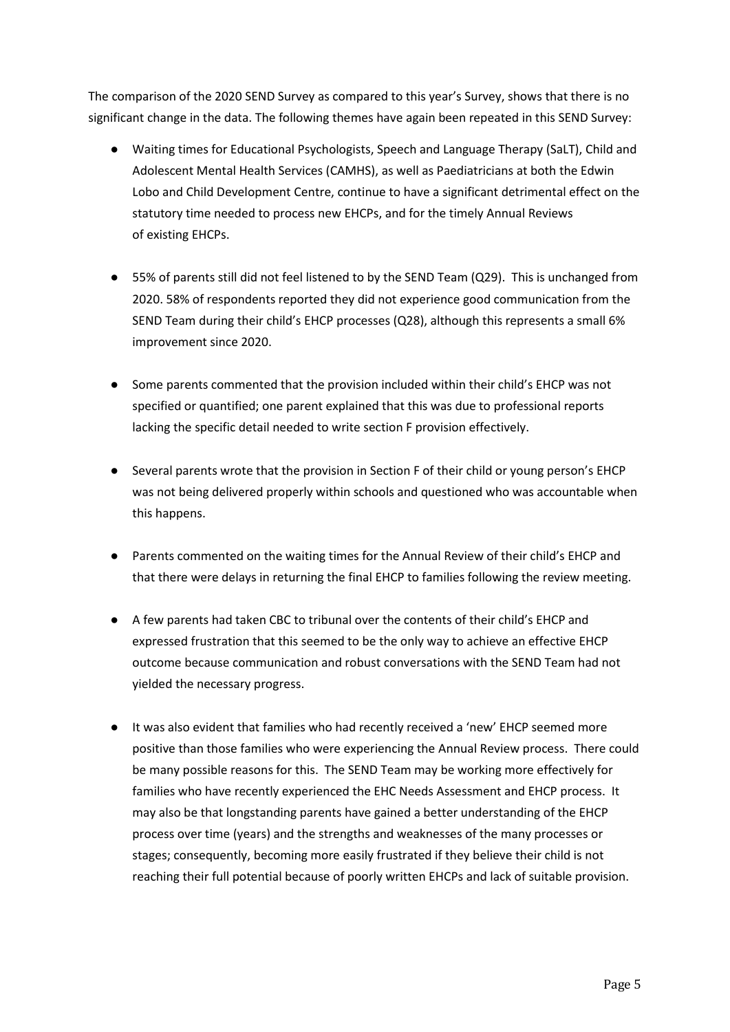The comparison of the 2020 SEND Survey as compared to this year's Survey, shows that there is no significant change in the data. The following themes have again been repeated in this SEND Survey:

- Waiting times for Educational Psychologists, Speech and Language Therapy (SaLT), Child and Adolescent Mental Health Services (CAMHS), as well as Paediatricians at both the Edwin Lobo and Child Development Centre, continue to have a significant detrimental effect on the statutory time needed to process new EHCPs, and for the timely Annual Reviews of existing EHCPs.

- 55% of parents still did not feel listened to by the SEND Team (Q29). This is unchanged from 2020. 58% of respondents reported they did not experience good communication from the SEND Team during their child's EHCP processes (Q28), although this represents a small 6% improvement since 2020.

- Some parents commented that the provision included within their child's EHCP was not specified or quantified; one parent explained that this was due to professional reports lacking the specific detail needed to write section F provision effectively.

- Several parents wrote that the provision in Section F of their child or young person's EHCP was not being delivered properly within schools and questioned who was accountable when this happens.

- Parents commented on the waiting times for the Annual Review of their child's EHCP and that there were delays in returning the final EHCP to families following the review meeting.

- A few parents had taken CBC to tribunal over the contents of their child's EHCP and expressed frustration that this seemed to be the only way to achieve an effective EHCP outcome because communication and robust conversations with the SEND Team had not yielded the necessary progress.

- It was also evident that families who had recently received a 'new' EHCP seemed more positive than those families who were experiencing the Annual Review process. There could be many possible reasons for this. The SEND Team may be working more effectively for families who have recently experienced the EHC Needs Assessment and EHCP process. It may also be that longstanding parents have gained a better understanding of the EHCP process over time (years) and the strengths and weaknesses of the many processes or stages; consequently, becoming more easily frustrated if they believe their child is not reaching their full potential because of poorly written EHCPs and lack of suitable provision.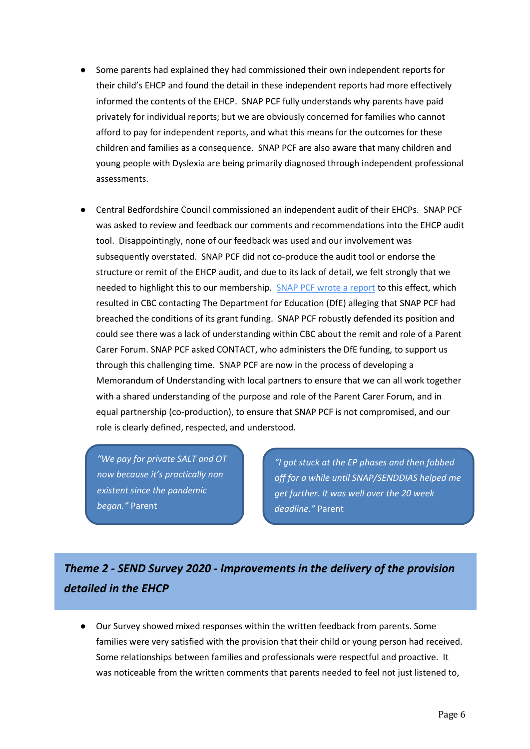- Some parents had explained they had commissioned their own independent reports for their child's EHCP and found the detail in these independent reports had more effectively informed the contents of the EHCP. SNAP PCF fully understands why parents have paid privately for individual reports; but we are obviously concerned for families who cannot afford to pay for independent reports, and what this means for the outcomes for these children and families as a consequence. SNAP PCF are also aware that many children and young people with Dyslexia are being primarily diagnosed through independent professional assessments.

- Central Bedfordshire Council commissioned an independent audit of their EHCPs. SNAP PCF was asked to review and feedback our comments and recommendations into the EHCP audit tool. Disappointingly, none of our feedback was used and our involvement was subsequently overstated. SNAP PCF did not co-produce the audit tool or endorse the structure or remit of the EHCP audit, and due to its lack of detail, we felt strongly that we needed to highlight this to our membership. SNAP PCF wrote a report to this effect, which resulted in CBC contacting The Department for Education (DfE) alleging that SNAP PCF had breached the conditions of its grant funding. SNAP PCF robustly defended its position and could see there was a lack of understanding within CBC about the remit and role of a Parent Carer Forum. SNAP PCF asked CONTACT, who administers the DfE funding, to support us through this challenging time. SNAP PCF are now in the process of developing a Memorandum of Understanding with local partners to ensure that we can all work together with a shared understanding of the purpose and role of the Parent Carer Forum, and in equal partnership (co-production), to ensure that SNAP PCF is not compromised, and our role is clearly defined, respected, and understood.

> *"We pay for private SALT and OT now because it's practically non existent since the pandemic began."* Parent

> *"I got stuck at the EP phases and then fobbed off for a while until SNAP/SENDDIAS helped me get further. It was well over the 20 week deadline."* Parent

## *Theme 2 - SEND Survey 2020 - Improvements in the delivery of the provision detailed in the EHCP*

- Our Survey showed mixed responses within the written feedback from parents. Some families were very satisfied with the provision that their child or young person had received. Some relationships between families and professionals were respectful and proactive. It was noticeable from the written comments that parents needed to feel not just listened to,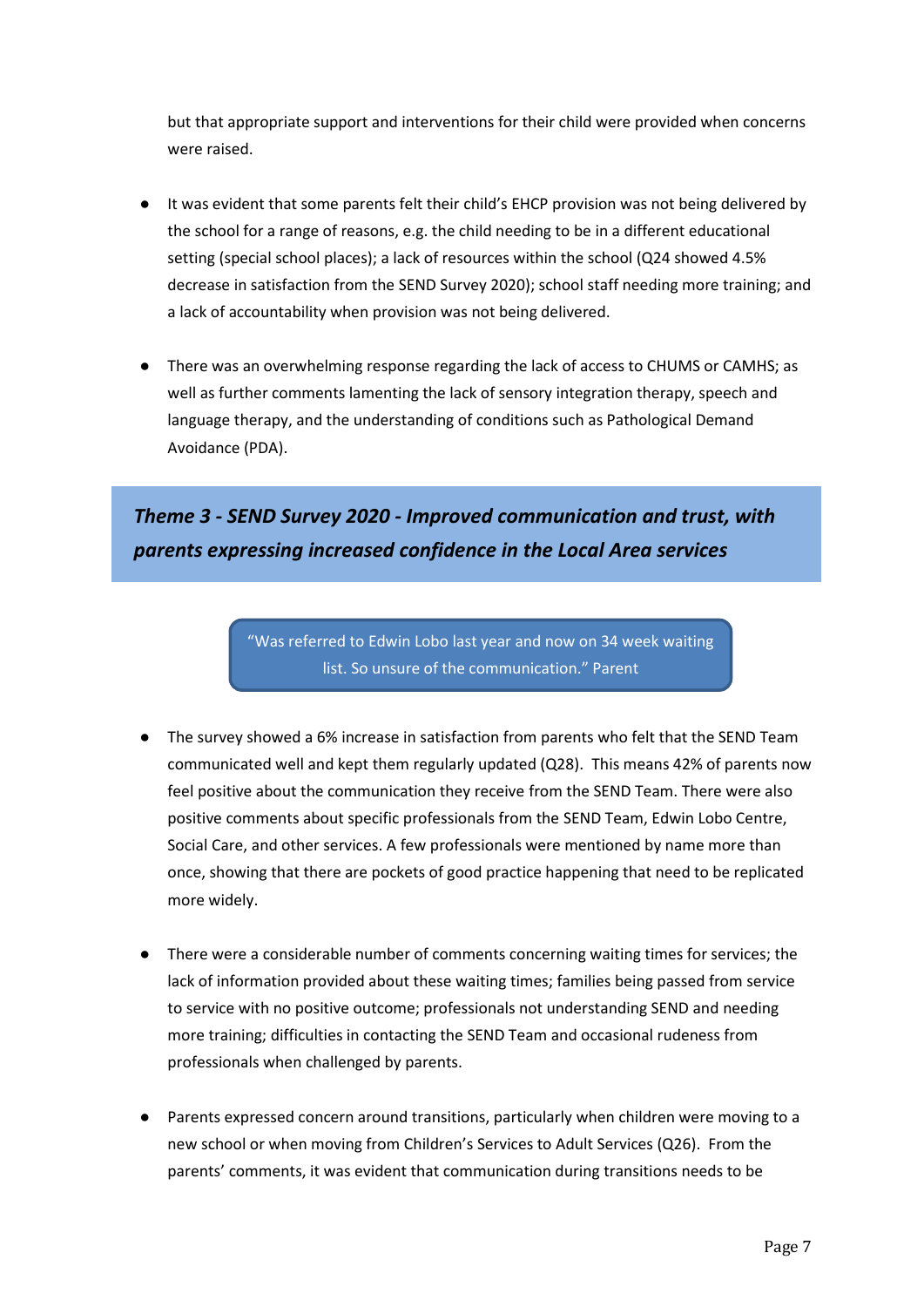but that appropriate support and interventions for their child were provided when concerns were raised.

- It was evident that some parents felt their child's EHCP provision was not being delivered by the school for a range of reasons, e.g. the child needing to be in a different educational setting (special school places); a lack of resources within the school (Q24 showed 4.5% decrease in satisfaction from the SEND Survey 2020); school staff needing more training; and a lack of accountability when provision was not being delivered.

- There was an overwhelming response regarding the lack of access to CHUMS or CAMHS; as well as further comments lamenting the lack of sensory integration therapy, speech and language therapy, and the understanding of conditions such as Pathological Demand Avoidance (PDA).

## *Theme 3 - SEND Survey 2020 - Improved communication and trust, with parents expressing increased confidence in the Local Area services*

> "Was referred to Edwin Lobo last year and now on 34 week waiting list. So unsure of the communication." Parent

- The survey showed a 6% increase in satisfaction from parents who felt that the SEND Team communicated well and kept them regularly updated (Q28). This means 42% of parents now feel positive about the communication they receive from the SEND Team. There were also positive comments about specific professionals from the SEND Team, Edwin Lobo Centre, Social Care, and other services. A few professionals were mentioned by name more than once, showing that there are pockets of good practice happening that need to be replicated more widely.

- There were a considerable number of comments concerning waiting times for services; the lack of information provided about these waiting times; families being passed from service to service with no positive outcome; professionals not understanding SEND and needing more training; difficulties in contacting the SEND Team and occasional rudeness from professionals when challenged by parents.

- Parents expressed concern around transitions, particularly when children were moving to a new school or when moving from Children's Services to Adult Services (Q26). From the parents' comments, it was evident that communication during transitions needs to be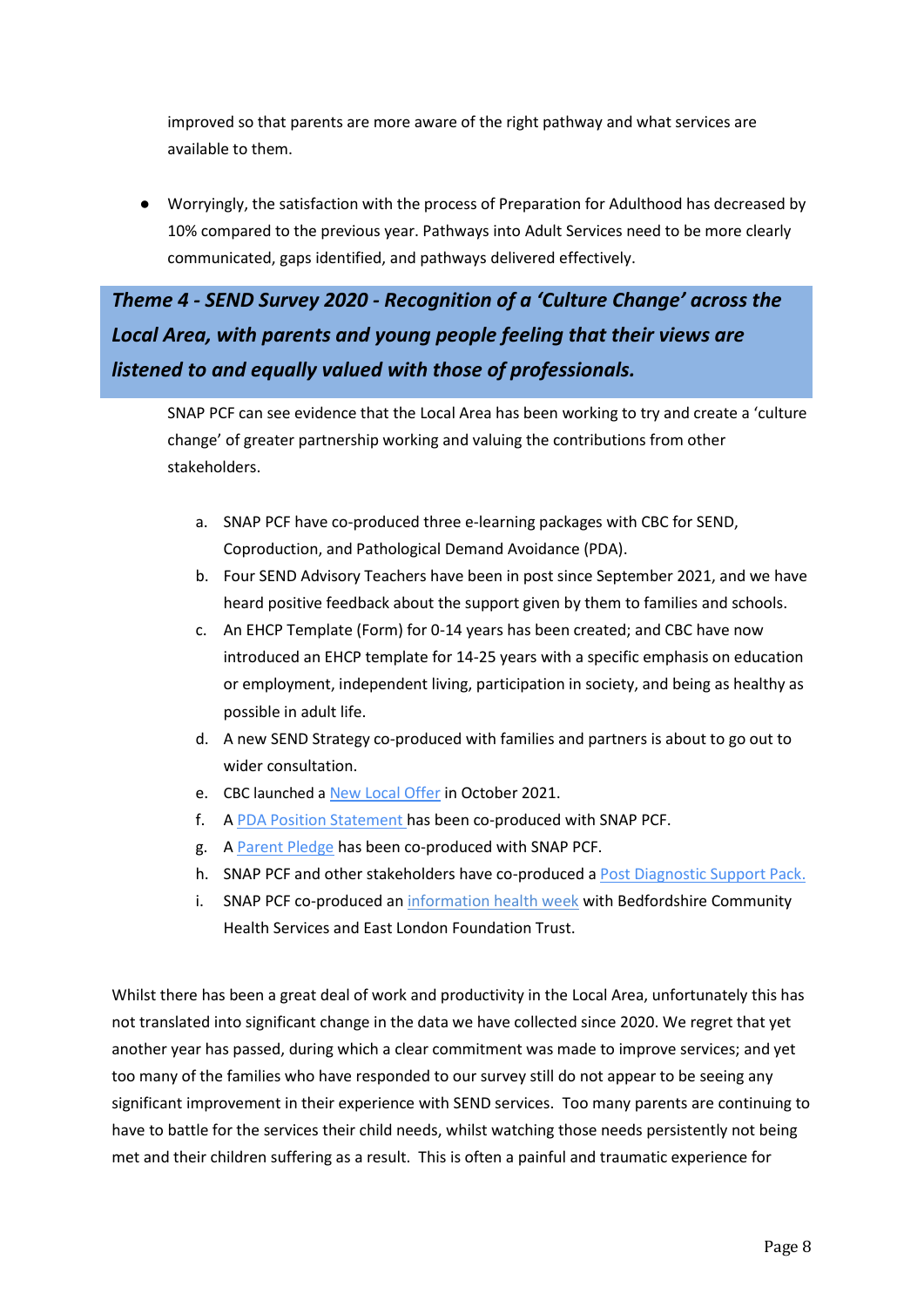improved so that parents are more aware of the right pathway and what services are available to them.

- Worryingly, the satisfaction with the process of Preparation for Adulthood has decreased by 10% compared to the previous year. Pathways into Adult Services need to be more clearly communicated, gaps identified, and pathways delivered effectively.

## *Theme 4 - SEND Survey 2020 - Recognition of a 'Culture Change' across the Local Area, with parents and young people feeling that their views are listened to and equally valued with those of professionals.*

SNAP PCF can see evidence that the Local Area has been working to try and create a 'culture change' of greater partnership working and valuing the contributions from other stakeholders.

a. SNAP PCF have co-produced three e-learning packages with CBC for SEND, Coproduction, and Pathological Demand Avoidance (PDA).
b. Four SEND Advisory Teachers have been in post since September 2021, and we have heard positive feedback about the support given by them to families and schools.
c. An EHCP Template (Form) for 0-14 years has been created; and CBC have now introduced an EHCP template for 14-25 years with a specific emphasis on education or employment, independent living, participation in society, and being as healthy as possible in adult life.
d. A new SEND Strategy co-produced with families and partners is about to go out to wider consultation.
e. CBC launched a New Local Offer in October 2021.
f. A PDA Position Statement has been co-produced with SNAP PCF.
g. A Parent Pledge has been co-produced with SNAP PCF.
h. SNAP PCF and other stakeholders have co-produced a Post Diagnostic Support Pack.
i. SNAP PCF co-produced an information health week with Bedfordshire Community Health Services and East London Foundation Trust.

Whilst there has been a great deal of work and productivity in the Local Area, unfortunately this has not translated into significant change in the data we have collected since 2020. We regret that yet another year has passed, during which a clear commitment was made to improve services; and yet too many of the families who have responded to our survey still do not appear to be seeing any significant improvement in their experience with SEND services. Too many parents are continuing to have to battle for the services their child needs, whilst watching those needs persistently not being met and their children suffering as a result. This is often a painful and traumatic experience for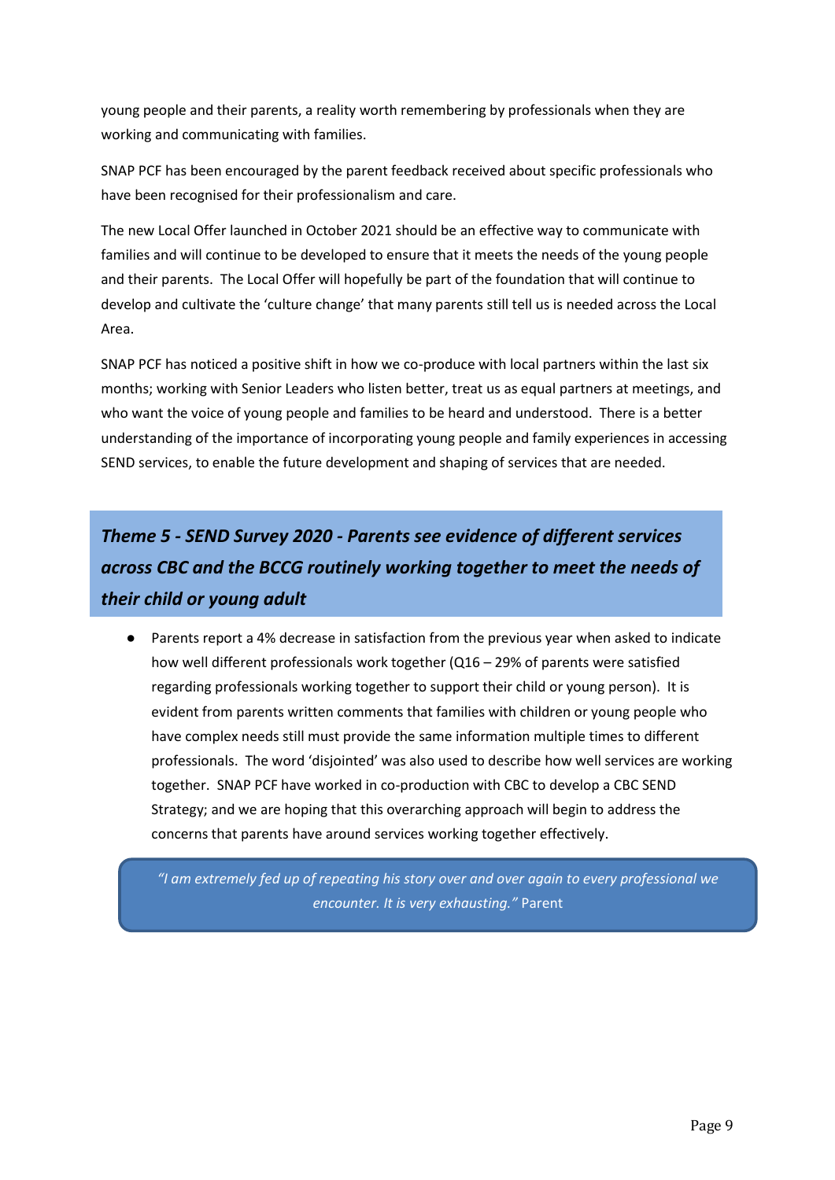young people and their parents, a reality worth remembering by professionals when they are working and communicating with families.

SNAP PCF has been encouraged by the parent feedback received about specific professionals who have been recognised for their professionalism and care.

The new Local Offer launched in October 2021 should be an effective way to communicate with families and will continue to be developed to ensure that it meets the needs of the young people and their parents. The Local Offer will hopefully be part of the foundation that will continue to develop and cultivate the 'culture change' that many parents still tell us is needed across the Local Area.

SNAP PCF has noticed a positive shift in how we co-produce with local partners within the last six months; working with Senior Leaders who listen better, treat us as equal partners at meetings, and who want the voice of young people and families to be heard and understood. There is a better understanding of the importance of incorporating young people and family experiences in accessing SEND services, to enable the future development and shaping of services that are needed.

## *Theme 5 - SEND Survey 2020 - Parents see evidence of different services across CBC and the BCCG routinely working together to meet the needs of their child or young adult*

- Parents report a 4% decrease in satisfaction from the previous year when asked to indicate how well different professionals work together (Q16 – 29% of parents were satisfied regarding professionals working together to support their child or young person). It is evident from parents written comments that families with children or young people who have complex needs still must provide the same information multiple times to different professionals. The word 'disjointed' was also used to describe how well services are working together. SNAP PCF have worked in co-production with CBC to develop a CBC SEND Strategy; and we are hoping that this overarching approach will begin to address the concerns that parents have around services working together effectively.

> *"I am extremely fed up of repeating his story over and over again to every professional we encounter. It is very exhausting."* Parent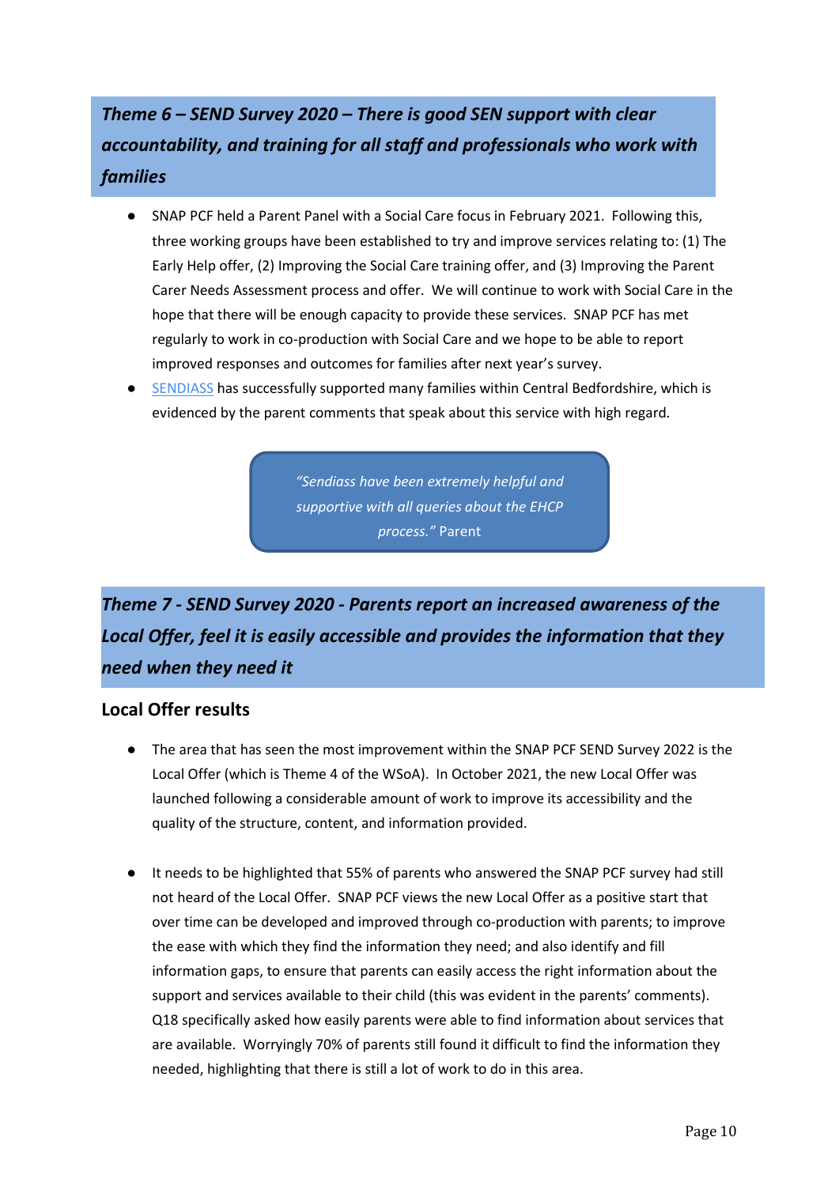## *Theme 6 – SEND Survey 2020 – There is good SEN support with clear accountability, and training for all staff and professionals who work with families*

- SNAP PCF held a Parent Panel with a Social Care focus in February 2021. Following this, three working groups have been established to try and improve services relating to: (1) The Early Help offer, (2) Improving the Social Care training offer, and (3) Improving the Parent Carer Needs Assessment process and offer. We will continue to work with Social Care in the hope that there will be enough capacity to provide these services. SNAP PCF has met regularly to work in co-production with Social Care and we hope to be able to report improved responses and outcomes for families after next year's survey.
- SENDIASS has successfully supported many families within Central Bedfordshire, which is evidenced by the parent comments that speak about this service with high regard.

> *"Sendiass have been extremely helpful and supportive with all queries about the EHCP process."* Parent

## *Theme 7 - SEND Survey 2020 - Parents report an increased awareness of the Local Offer, feel it is easily accessible and provides the information that they need when they need it*

### Local Offer results

- The area that has seen the most improvement within the SNAP PCF SEND Survey 2022 is the Local Offer (which is Theme 4 of the WSoA). In October 2021, the new Local Offer was launched following a considerable amount of work to improve its accessibility and the quality of the structure, content, and information provided.

- It needs to be highlighted that 55% of parents who answered the SNAP PCF survey had still not heard of the Local Offer. SNAP PCF views the new Local Offer as a positive start that over time can be developed and improved through co-production with parents; to improve the ease with which they find the information they need; and also identify and fill information gaps, to ensure that parents can easily access the right information about the support and services available to their child (this was evident in the parents' comments). Q18 specifically asked how easily parents were able to find information about services that are available. Worryingly 70% of parents still found it difficult to find the information they needed, highlighting that there is still a lot of work to do in this area.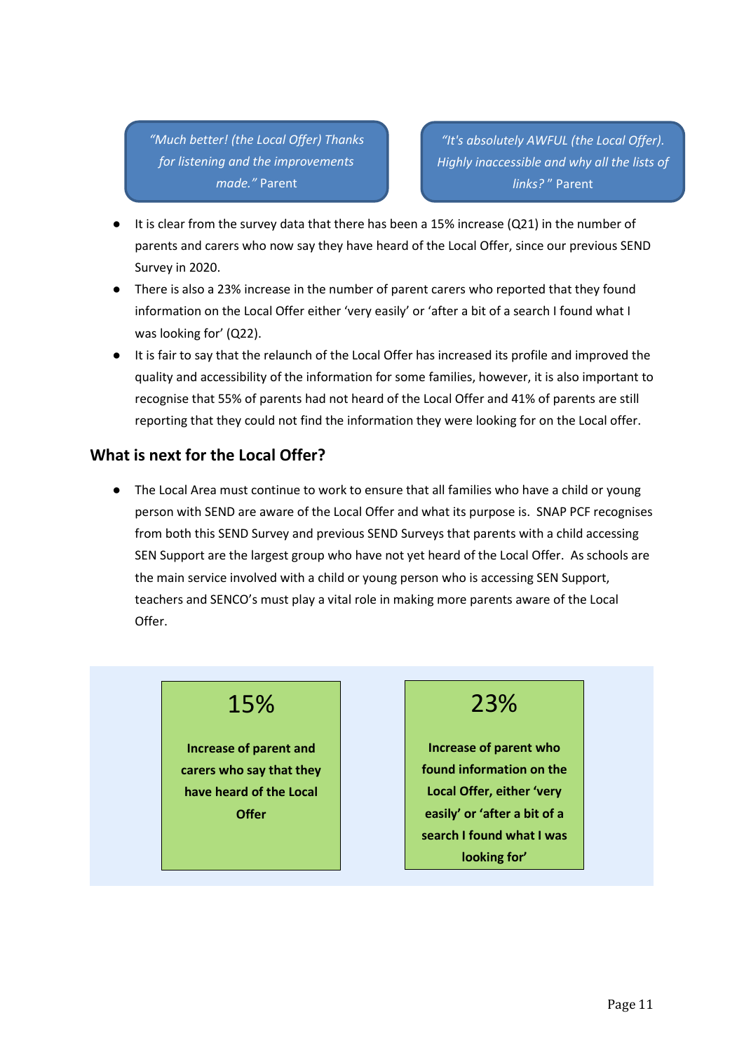> *"Much better! (the Local Offer) Thanks for listening and the improvements made."* Parent

> *"It's absolutely AWFUL (the Local Offer). Highly inaccessible and why all the lists of links?"* Parent

- It is clear from the survey data that there has been a 15% increase (Q21) in the number of parents and carers who now say they have heard of the Local Offer, since our previous SEND Survey in 2020.
- There is also a 23% increase in the number of parent carers who reported that they found information on the Local Offer either 'very easily' or 'after a bit of a search I found what I was looking for' (Q22).
- It is fair to say that the relaunch of the Local Offer has increased its profile and improved the quality and accessibility of the information for some families, however, it is also important to recognise that 55% of parents had not heard of the Local Offer and 41% of parents are still reporting that they could not find the information they were looking for on the Local offer.

## What is next for the Local Offer?

- The Local Area must continue to work to ensure that all families who have a child or young person with SEND are aware of the Local Offer and what its purpose is. SNAP PCF recognises from both this SEND Survey and previous SEND Surveys that parents with a child accessing SEN Support are the largest group who have not yet heard of the Local Offer. As schools are the main service involved with a child or young person who is accessing SEN Support, teachers and SENCO's must play a vital role in making more parents aware of the Local Offer.

**15%**

**Increase of parent and carers who say that they have heard of the Local Offer**

**23%**

**Increase of parent who found information on the Local Offer, either 'very easily' or 'after a bit of a search I found what I was looking for'**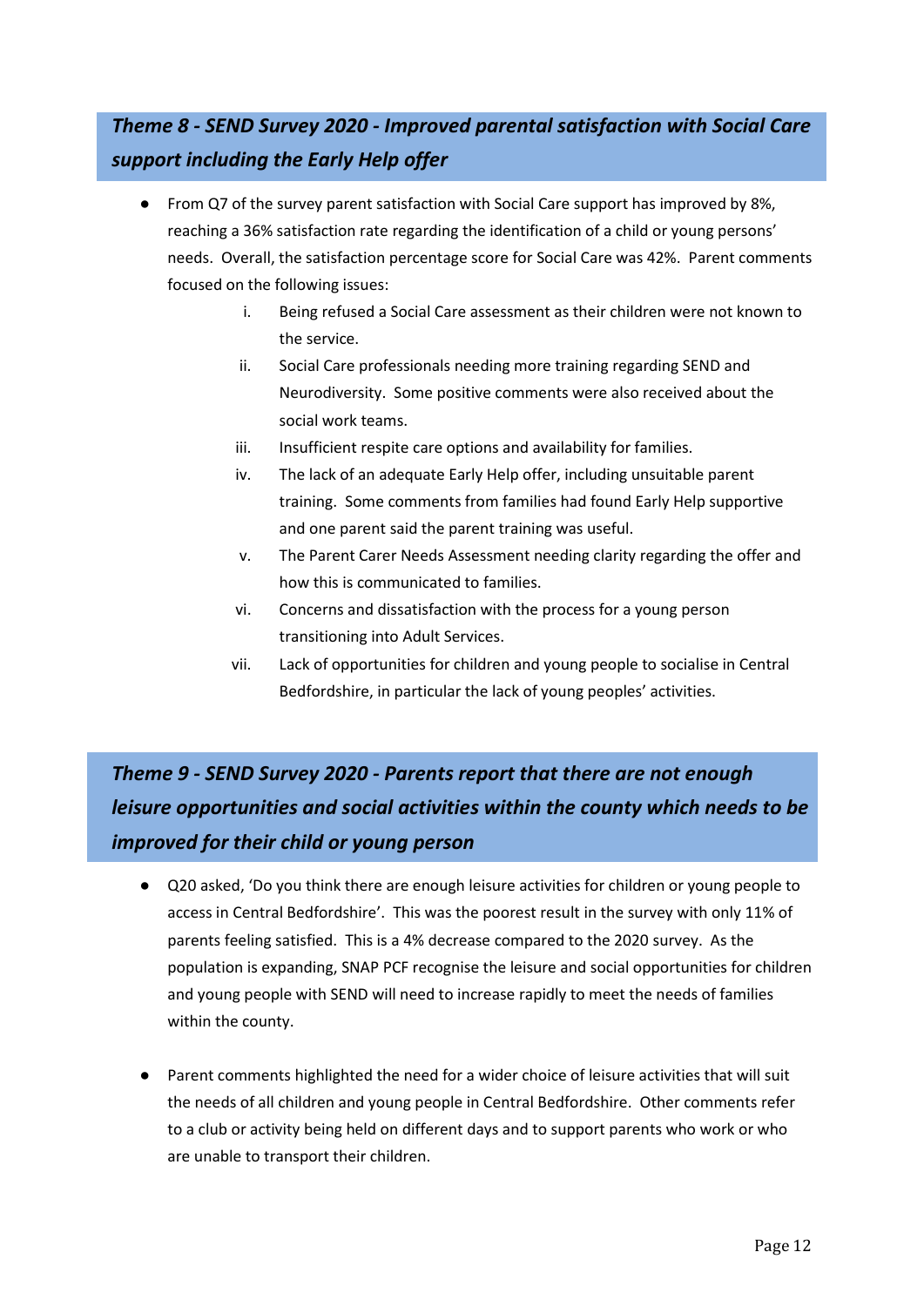## *Theme 8 - SEND Survey 2020 - Improved parental satisfaction with Social Care support including the Early Help offer*

- From Q7 of the survey parent satisfaction with Social Care support has improved by 8%, reaching a 36% satisfaction rate regarding the identification of a child or young persons' needs. Overall, the satisfaction percentage score for Social Care was 42%. Parent comments focused on the following issues:
    i. Being refused a Social Care assessment as their children were not known to the service.
    ii. Social Care professionals needing more training regarding SEND and Neurodiversity. Some positive comments were also received about the social work teams.
    iii. Insufficient respite care options and availability for families.
    iv. The lack of an adequate Early Help offer, including unsuitable parent training. Some comments from families had found Early Help supportive and one parent said the parent training was useful.
    v. The Parent Carer Needs Assessment needing clarity regarding the offer and how this is communicated to families.
    vi. Concerns and dissatisfaction with the process for a young person transitioning into Adult Services.
    vii. Lack of opportunities for children and young people to socialise in Central Bedfordshire, in particular the lack of young peoples' activities.

## *Theme 9 - SEND Survey 2020 - Parents report that there are not enough leisure opportunities and social activities within the county which needs to be improved for their child or young person*

- Q20 asked, 'Do you think there are enough leisure activities for children or young people to access in Central Bedfordshire'. This was the poorest result in the survey with only 11% of parents feeling satisfied. This is a 4% decrease compared to the 2020 survey. As the population is expanding, SNAP PCF recognise the leisure and social opportunities for children and young people with SEND will need to increase rapidly to meet the needs of families within the county.

- Parent comments highlighted the need for a wider choice of leisure activities that will suit the needs of all children and young people in Central Bedfordshire. Other comments refer to a club or activity being held on different days and to support parents who work or who are unable to transport their children.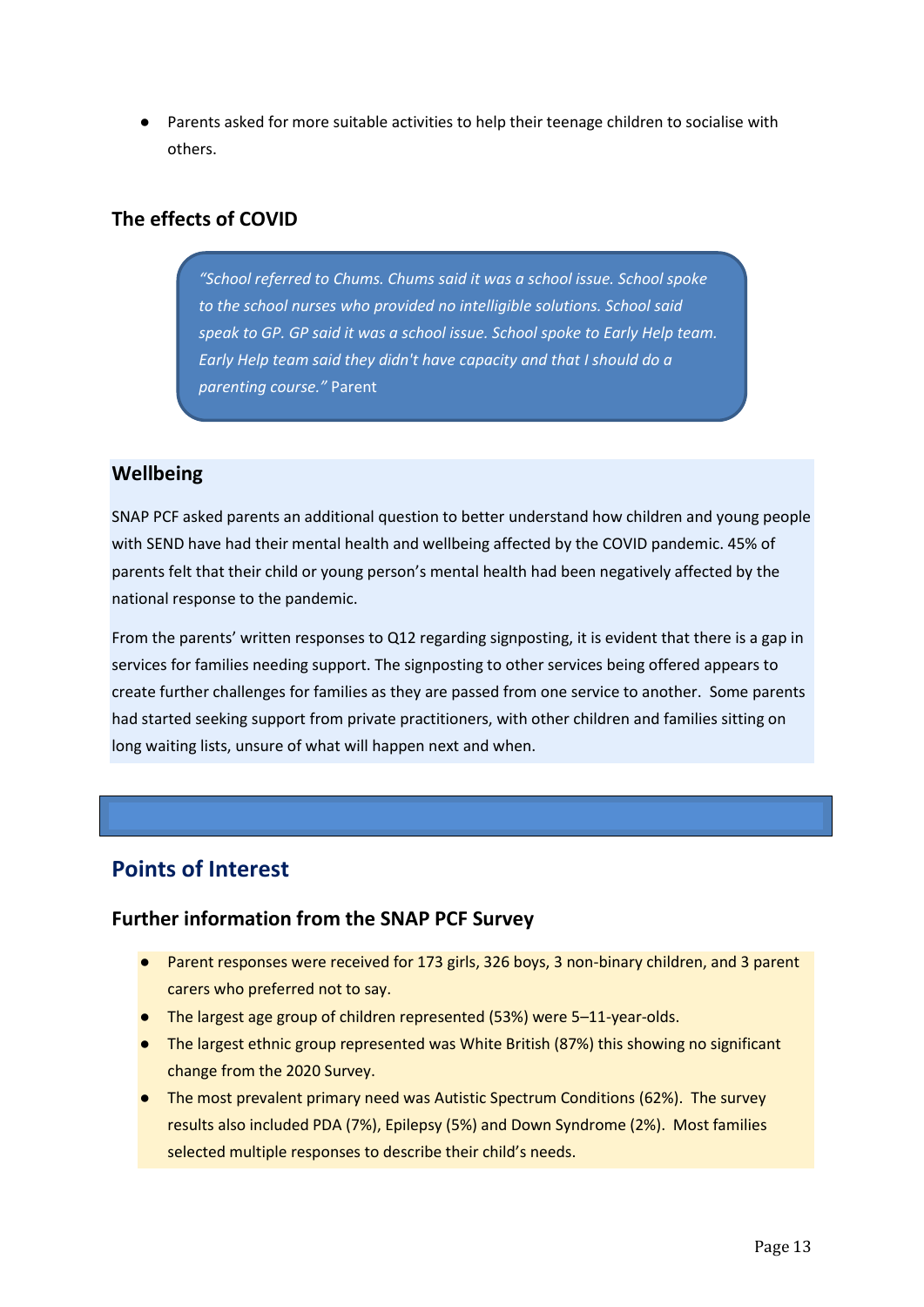- Parents asked for more suitable activities to help their teenage children to socialise with others.

### The effects of COVID

> *"School referred to Chums. Chums said it was a school issue. School spoke to the school nurses who provided no intelligible solutions. School said speak to GP. GP said it was a school issue. School spoke to Early Help team. Early Help team said they didn't have capacity and that I should do a parenting course."* Parent

### Wellbeing

SNAP PCF asked parents an additional question to better understand how children and young people with SEND have had their mental health and wellbeing affected by the COVID pandemic. 45% of parents felt that their child or young person's mental health had been negatively affected by the national response to the pandemic.

From the parents' written responses to Q12 regarding signposting, it is evident that there is a gap in services for families needing support. The signposting to other services being offered appears to create further challenges for families as they are passed from one service to another. Some parents had started seeking support from private practitioners, with other children and families sitting on long waiting lists, unsure of what will happen next and when.

## Points of Interest

### Further information from the SNAP PCF Survey

- Parent responses were received for 173 girls, 326 boys, 3 non-binary children, and 3 parent carers who preferred not to say.
- The largest age group of children represented (53%) were 5–11-year-olds.
- The largest ethnic group represented was White British (87%) this showing no significant change from the 2020 Survey.
- The most prevalent primary need was Autistic Spectrum Conditions (62%). The survey results also included PDA (7%), Epilepsy (5%) and Down Syndrome (2%). Most families selected multiple responses to describe their child's needs.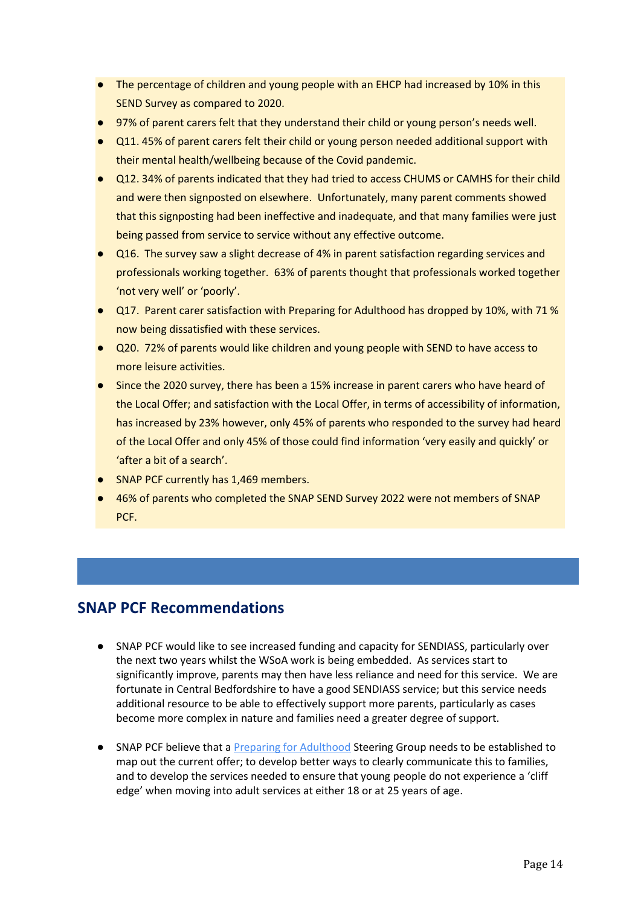- The percentage of children and young people with an EHCP had increased by 10% in this SEND Survey as compared to 2020.
- 97% of parent carers felt that they understand their child or young person's needs well.
- Q11. 45% of parent carers felt their child or young person needed additional support with their mental health/wellbeing because of the Covid pandemic.
- Q12. 34% of parents indicated that they had tried to access CHUMS or CAMHS for their child and were then signposted on elsewhere. Unfortunately, many parent comments showed that this signposting had been ineffective and inadequate, and that many families were just being passed from service to service without any effective outcome.
- Q16. The survey saw a slight decrease of 4% in parent satisfaction regarding services and professionals working together. 63% of parents thought that professionals worked together 'not very well' or 'poorly'.
- Q17. Parent carer satisfaction with Preparing for Adulthood has dropped by 10%, with 71 % now being dissatisfied with these services.
- Q20. 72% of parents would like children and young people with SEND to have access to more leisure activities.
- Since the 2020 survey, there has been a 15% increase in parent carers who have heard of the Local Offer; and satisfaction with the Local Offer, in terms of accessibility of information, has increased by 23% however, only 45% of parents who responded to the survey had heard of the Local Offer and only 45% of those could find information 'very easily and quickly' or 'after a bit of a search'.
- SNAP PCF currently has 1,469 members.
- 46% of parents who completed the SNAP SEND Survey 2022 were not members of SNAP PCF.

## SNAP PCF Recommendations

- SNAP PCF would like to see increased funding and capacity for SENDIASS, particularly over the next two years whilst the WSoA work is being embedded. As services start to significantly improve, parents may then have less reliance and need for this service. We are fortunate in Central Bedfordshire to have a good SENDIASS service; but this service needs additional resource to be able to effectively support more parents, particularly as cases become more complex in nature and families need a greater degree of support.

- SNAP PCF believe that a Preparing for Adulthood Steering Group needs to be established to map out the current offer; to develop better ways to clearly communicate this to families, and to develop the services needed to ensure that young people do not experience a 'cliff edge' when moving into adult services at either 18 or at 25 years of age.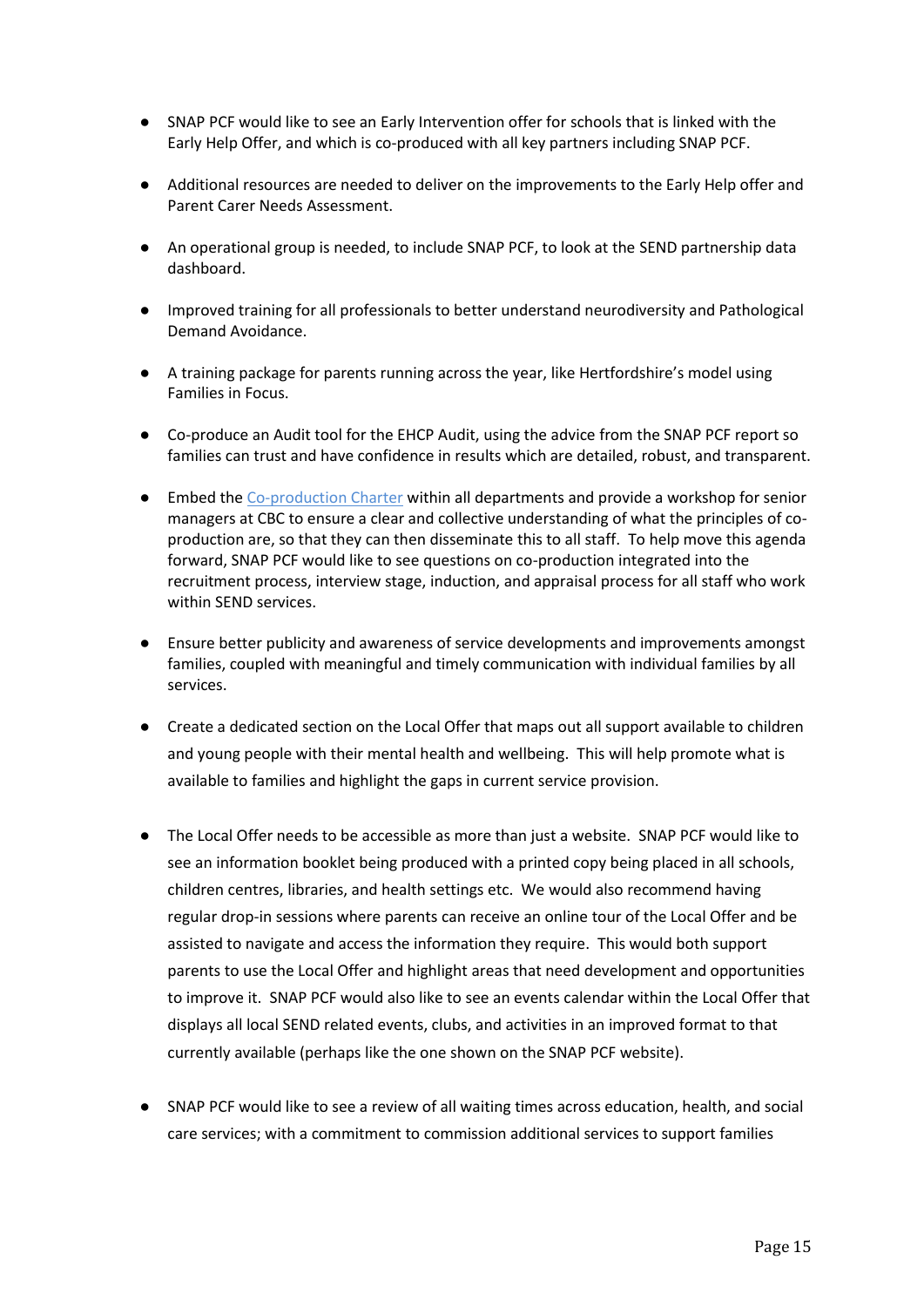- SNAP PCF would like to see an Early Intervention offer for schools that is linked with the Early Help Offer, and which is co-produced with all key partners including SNAP PCF.

- Additional resources are needed to deliver on the improvements to the Early Help offer and Parent Carer Needs Assessment.

- An operational group is needed, to include SNAP PCF, to look at the SEND partnership data dashboard.

- Improved training for all professionals to better understand neurodiversity and Pathological Demand Avoidance.

- A training package for parents running across the year, like Hertfordshire's model using Families in Focus.

- Co-produce an Audit tool for the EHCP Audit, using the advice from the SNAP PCF report so families can trust and have confidence in results which are detailed, robust, and transparent.

- Embed the Co-production Charter within all departments and provide a workshop for senior managers at CBC to ensure a clear and collective understanding of what the principles of co-production are, so that they can then disseminate this to all staff. To help move this agenda forward, SNAP PCF would like to see questions on co-production integrated into the recruitment process, interview stage, induction, and appraisal process for all staff who work within SEND services.

- Ensure better publicity and awareness of service developments and improvements amongst families, coupled with meaningful and timely communication with individual families by all services.

- Create a dedicated section on the Local Offer that maps out all support available to children and young people with their mental health and wellbeing. This will help promote what is available to families and highlight the gaps in current service provision.

- The Local Offer needs to be accessible as more than just a website. SNAP PCF would like to see an information booklet being produced with a printed copy being placed in all schools, children centres, libraries, and health settings etc. We would also recommend having regular drop-in sessions where parents can receive an online tour of the Local Offer and be assisted to navigate and access the information they require. This would both support parents to use the Local Offer and highlight areas that need development and opportunities to improve it. SNAP PCF would also like to see an events calendar within the Local Offer that displays all local SEND related events, clubs, and activities in an improved format to that currently available (perhaps like the one shown on the SNAP PCF website).

- SNAP PCF would like to see a review of all waiting times across education, health, and social care services; with a commitment to commission additional services to support families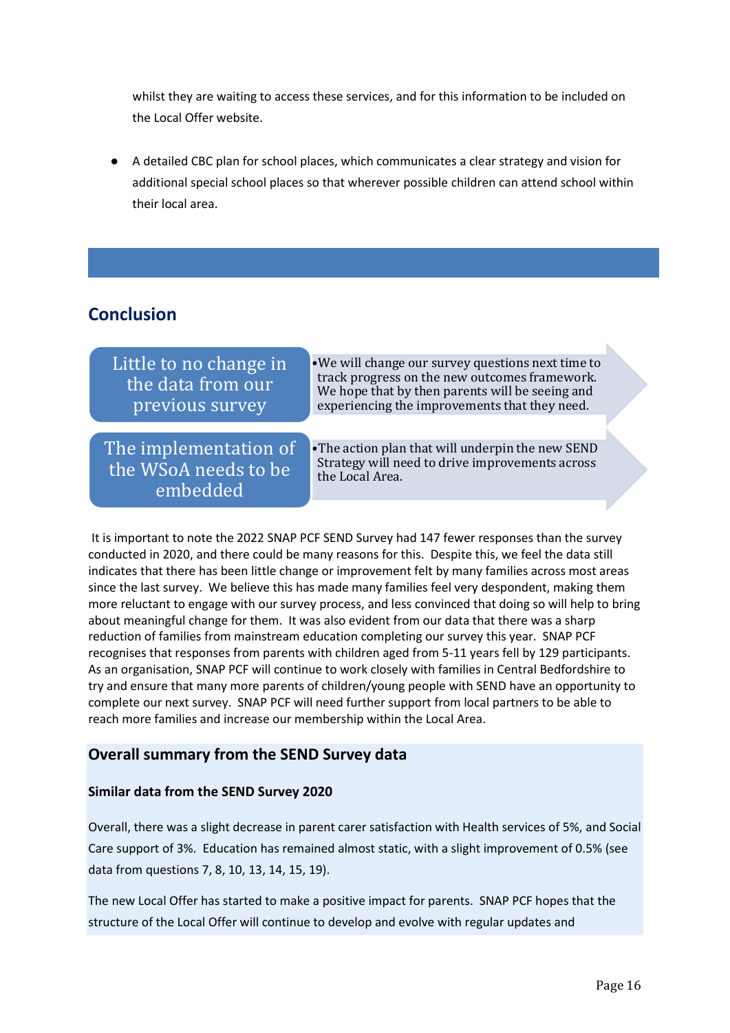whilst they are waiting to access these services, and for this information to be included on the Local Offer website.

- A detailed CBC plan for school places, which communicates a clear strategy and vision for additional special school places so that wherever possible children can attend school within their local area.

## Conclusion

**Little to no change in the data from our previous survey**

- We will change our survey questions next time to track progress on the new outcomes framework. We hope that by then parents will be seeing and experiencing the improvements that they need.

**The implementation of the WSoA needs to be embedded**

- The action plan that will underpin the new SEND Strategy will need to drive improvements across the Local Area.

It is important to note the 2022 SNAP PCF SEND Survey had 147 fewer responses than the survey conducted in 2020, and there could be many reasons for this. Despite this, we feel the data still indicates that there has been little change or improvement felt by many families across most areas since the last survey. We believe this has made many families feel very despondent, making them more reluctant to engage with our survey process, and less convinced that doing so will help to bring about meaningful change for them. It was also evident from our data that there was a sharp reduction of families from mainstream education completing our survey this year. SNAP PCF recognises that responses from parents with children aged from 5-11 years fell by 129 participants. As an organisation, SNAP PCF will continue to work closely with families in Central Bedfordshire to try and ensure that many more parents of children/young people with SEND have an opportunity to complete our next survey. SNAP PCF will need further support from local partners to be able to reach more families and increase our membership within the Local Area.

### Overall summary from the SEND Survey data

**Similar data from the SEND Survey 2020**

Overall, there was a slight decrease in parent carer satisfaction with Health services of 5%, and Social Care support of 3%. Education has remained almost static, with a slight improvement of 0.5% (see data from questions 7, 8, 10, 13, 14, 15, 19).

The new Local Offer has started to make a positive impact for parents. SNAP PCF hopes that the structure of the Local Offer will continue to develop and evolve with regular updates and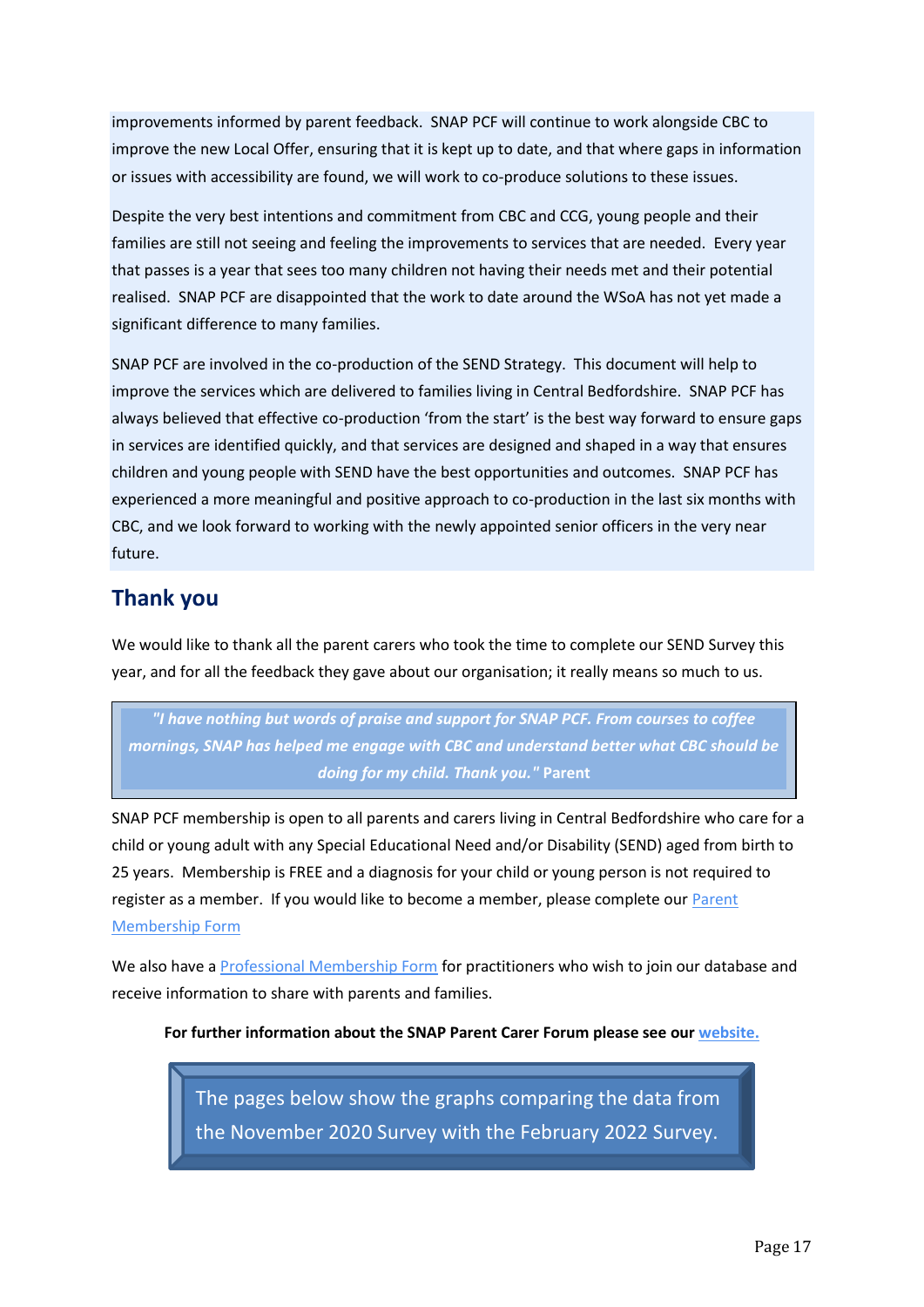improvements informed by parent feedback. SNAP PCF will continue to work alongside CBC to improve the new Local Offer, ensuring that it is kept up to date, and that where gaps in information or issues with accessibility are found, we will work to co-produce solutions to these issues.

Despite the very best intentions and commitment from CBC and CCG, young people and their families are still not seeing and feeling the improvements to services that are needed. Every year that passes is a year that sees too many children not having their needs met and their potential realised. SNAP PCF are disappointed that the work to date around the WSoA has not yet made a significant difference to many families.

SNAP PCF are involved in the co-production of the SEND Strategy. This document will help to improve the services which are delivered to families living in Central Bedfordshire. SNAP PCF has always believed that effective co-production 'from the start' is the best way forward to ensure gaps in services are identified quickly, and that services are designed and shaped in a way that ensures children and young people with SEND have the best opportunities and outcomes. SNAP PCF has experienced a more meaningful and positive approach to co-production in the last six months with CBC, and we look forward to working with the newly appointed senior officers in the very near future.

## Thank you

We would like to thank all the parent carers who took the time to complete our SEND Survey this year, and for all the feedback they gave about our organisation; it really means so much to us.

> ***"I have nothing but words of praise and support for SNAP PCF. From courses to coffee mornings, SNAP has helped me engage with CBC and understand better what CBC should be doing for my child. Thank you."*** **Parent**

SNAP PCF membership is open to all parents and carers living in Central Bedfordshire who care for a child or young adult with any Special Educational Need and/or Disability (SEND) aged from birth to 25 years. Membership is FREE and a diagnosis for your child or young person is not required to register as a member. If you would like to become a member, please complete our Parent Membership Form

We also have a Professional Membership Form for practitioners who wish to join our database and receive information to share with parents and families.

**For further information about the SNAP Parent Carer Forum please see our website.**

The pages below show the graphs comparing the data from the November 2020 Survey with the February 2022 Survey.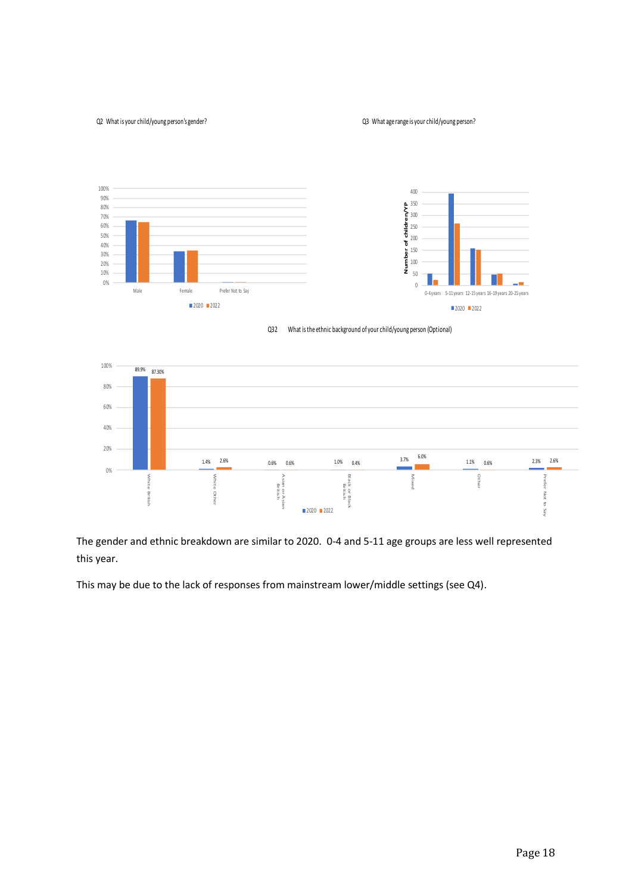Q2 What is your child/young person's gender?

Q3 What age range is your child/young person?

Q32 What is the ethnic background of your child/young person (Optional)

| | 2020 | 2022 |
|---|---|---|
| White British | 89.9% | 87.30% |
| White Other | 1.4% | 2.6% |
| Asian or Asian British | 0.6% | 0.6% |
| Black or Black British | 1.0% | 0.4% |
| Mixed | 3.7% | 6.0% |
| Other | 1.1% | 0.6% |
| Prefer Not to Say | 2.3% | 2.6% |

The gender and ethnic breakdown are similar to 2020. 0-4 and 5-11 age groups are less well represented this year.

This may be due to the lack of responses from mainstream lower/middle settings (see Q4).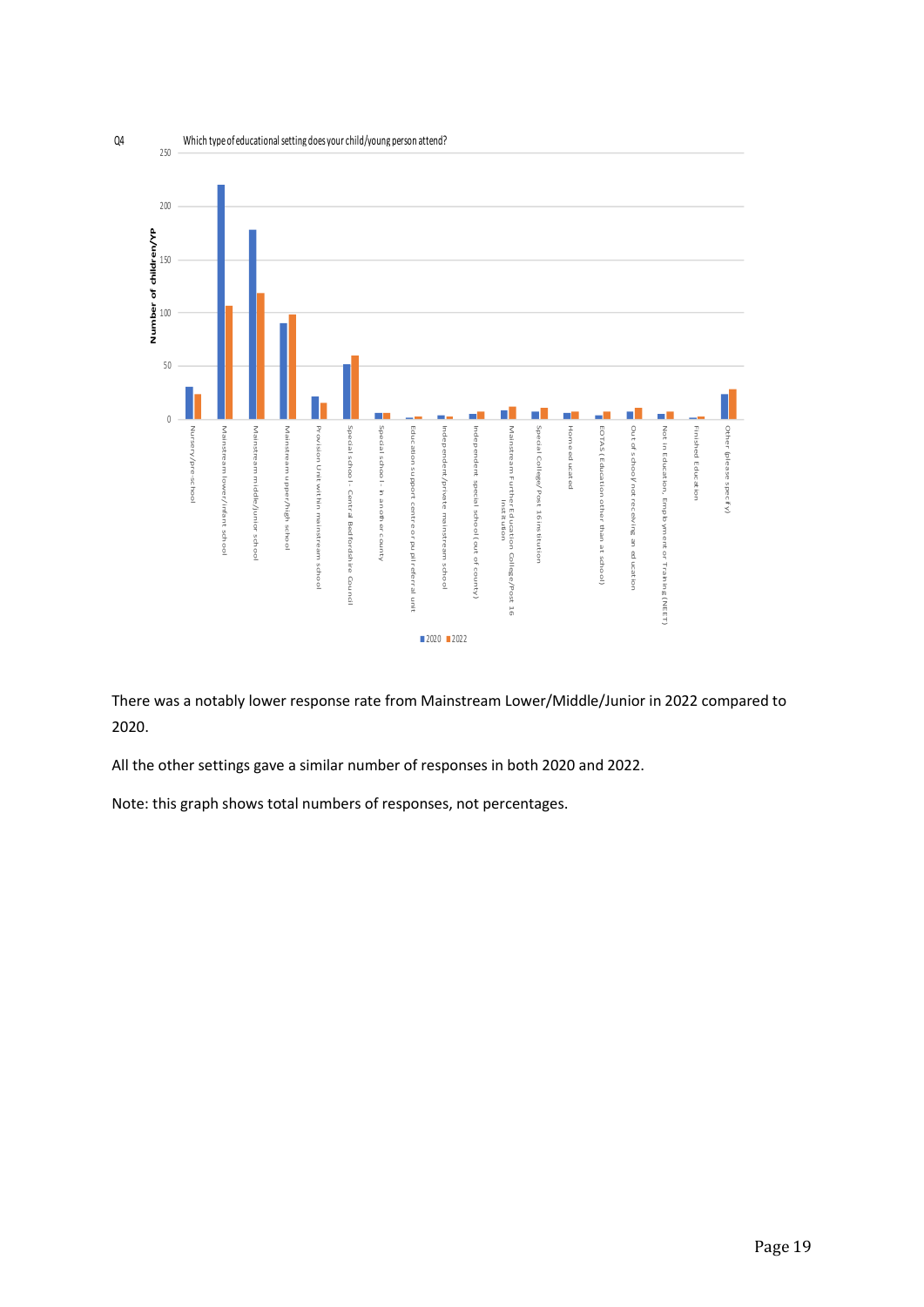Q4 Which type of educational setting does your child/young person attend?

There was a notably lower response rate from Mainstream Lower/Middle/Junior in 2022 compared to 2020.

All the other settings gave a similar number of responses in both 2020 and 2022.

Note: this graph shows total numbers of responses, not percentages.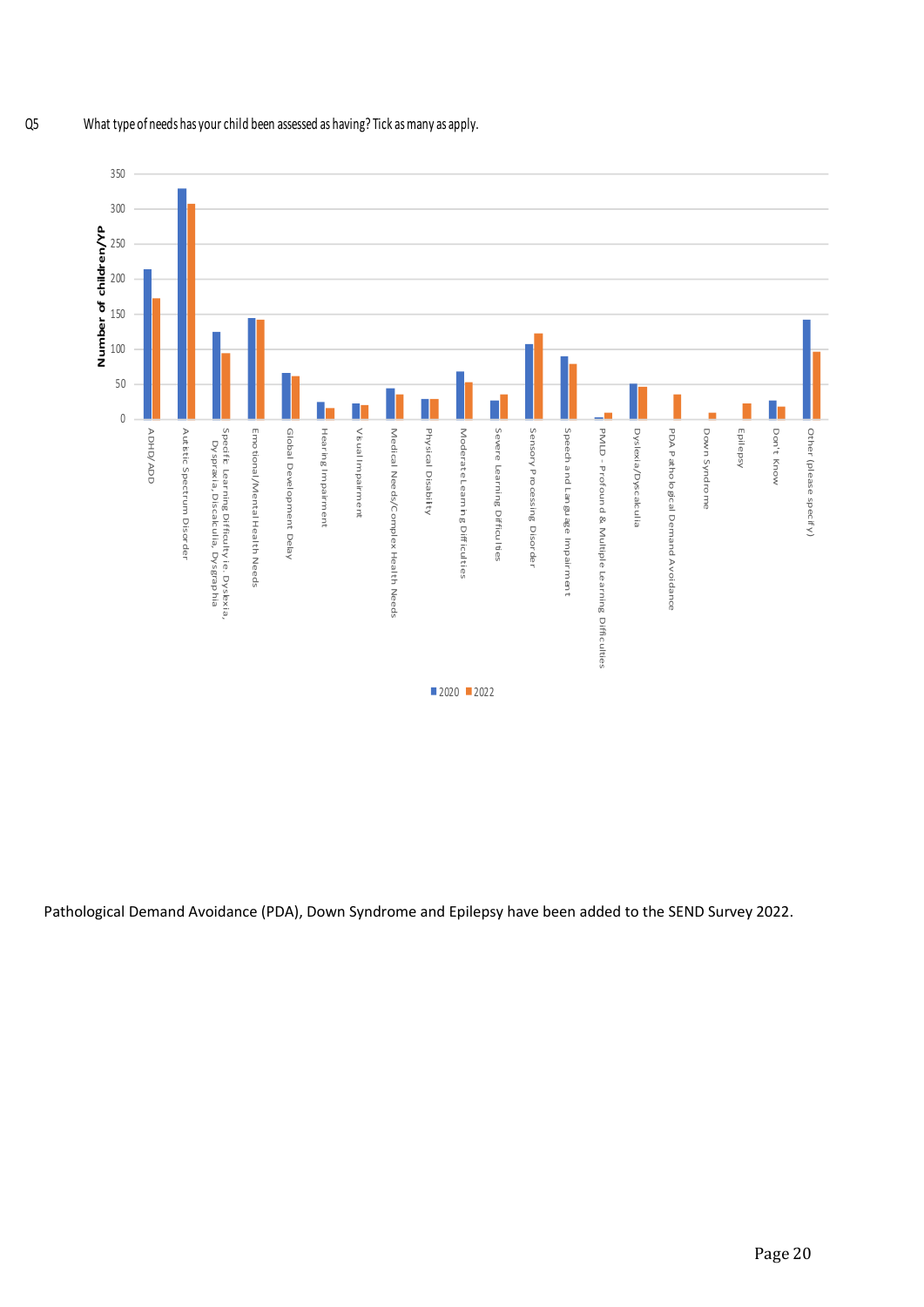Q5 What type of needs has your child been assessed as having? Tick as many as apply.

Pathological Demand Avoidance (PDA), Down Syndrome and Epilepsy have been added to the SEND Survey 2022.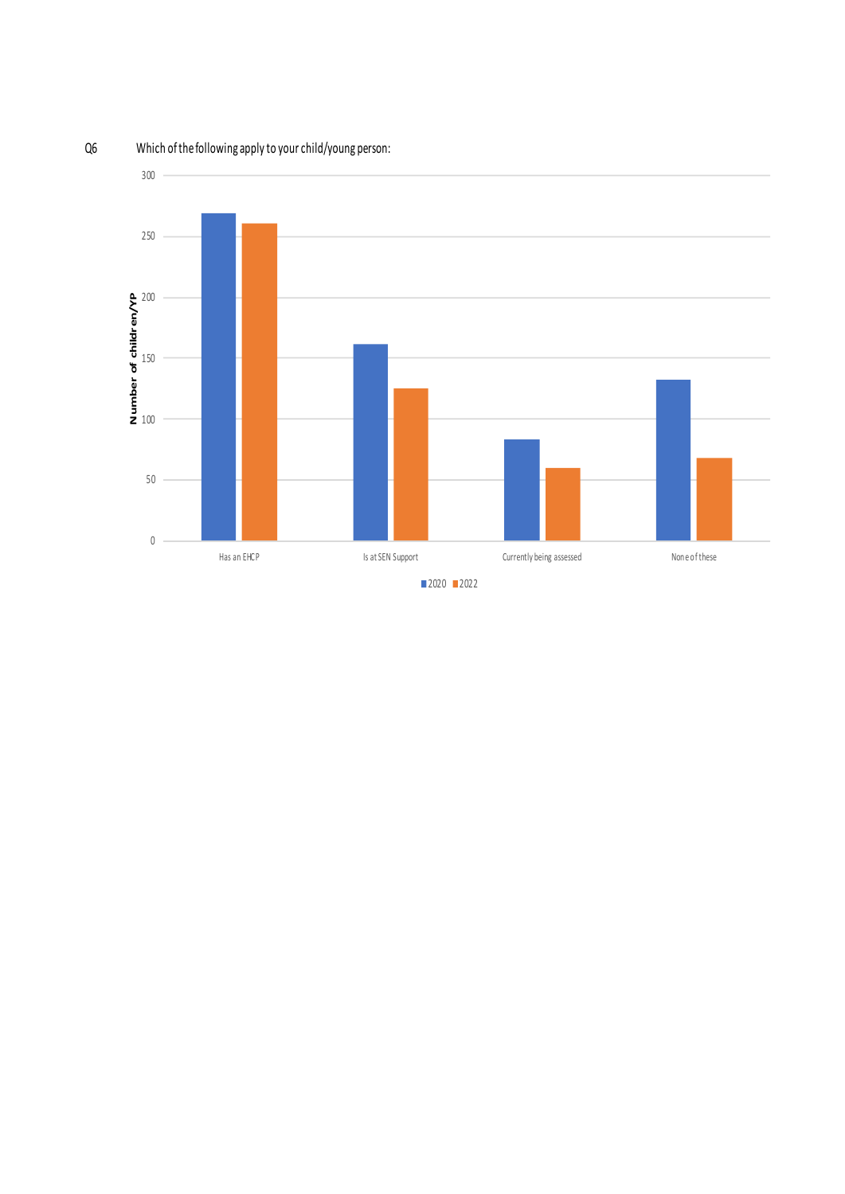Q6 Which of the following apply to your child/young person:

| | 2020 | 2022 |
|---|---|---|
| Has an EHCP | 269 | 261 |
| Is at SEN Support | 162 | 125 |
| Currently being assessed | 83 | 60 |
| None of these | 132 | 68 |

Number of children/YP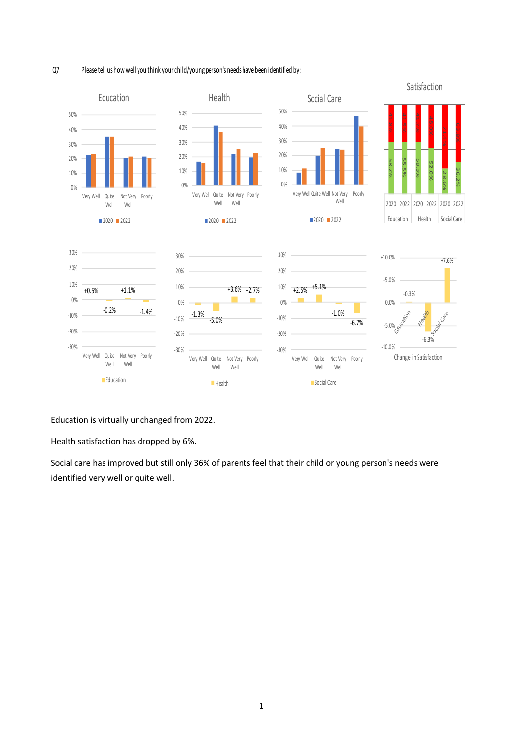Q7 Please tell us how well you think your child/young person's needs have been identified by:

Education is virtually unchanged from 2022.

Health satisfaction has dropped by 6%.

Social care has improved but still only 36% of parents feel that their child or young person's needs were identified very well or quite well.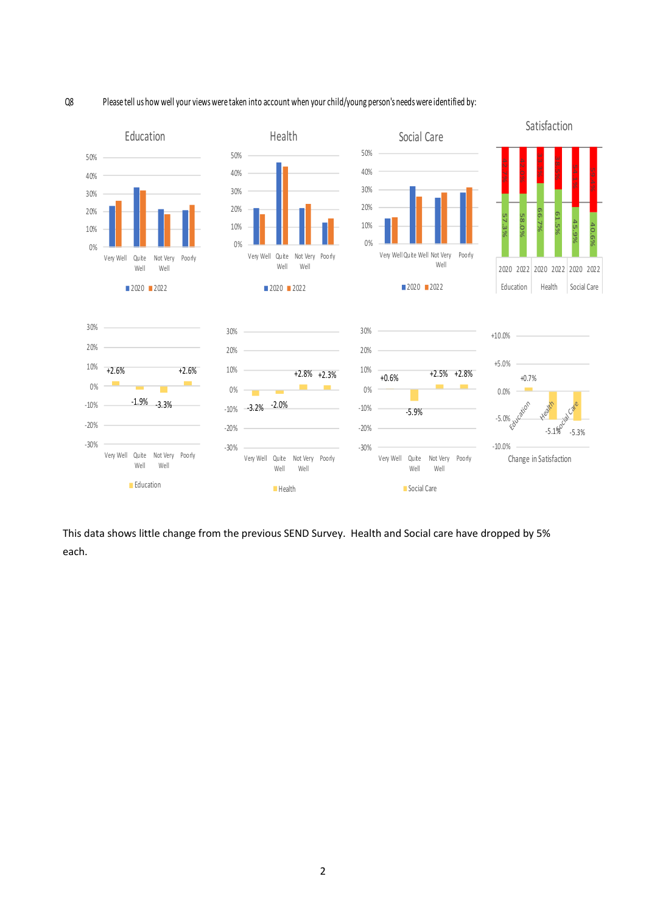Q8 Please tell us how well your views were taken into account when your child/young person's needs were identified by:

This data shows little change from the previous SEND Survey. Health and Social care have dropped by 5% each.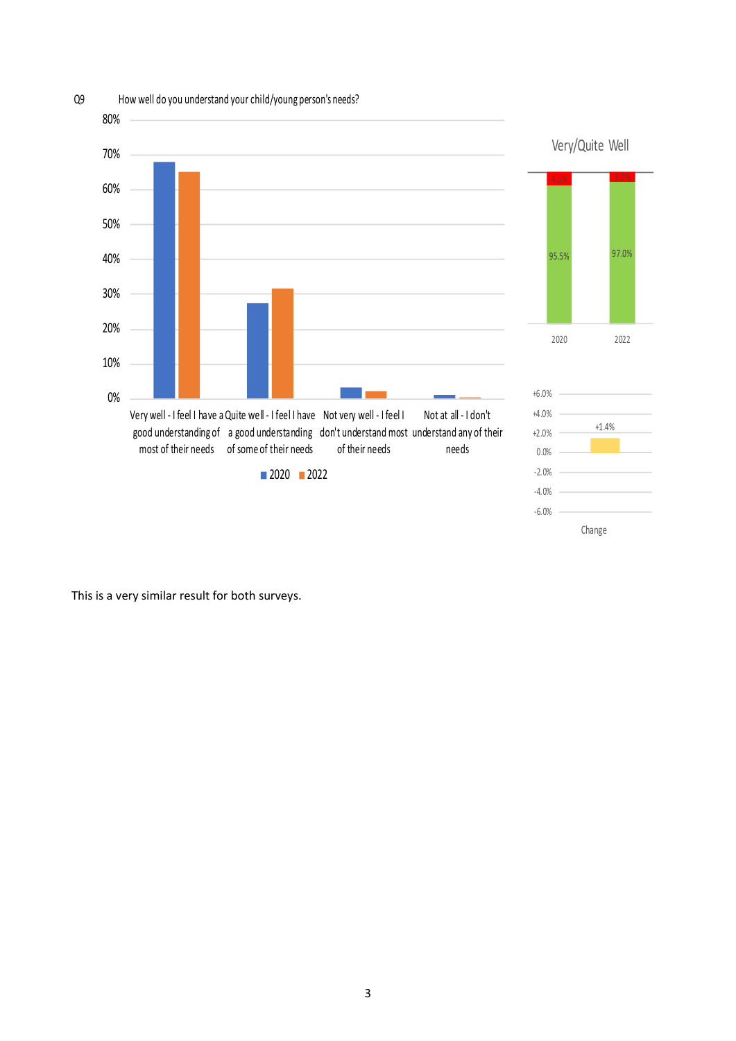Q9 How well do you understand your child/young person's needs?

This is a very similar result for both surveys.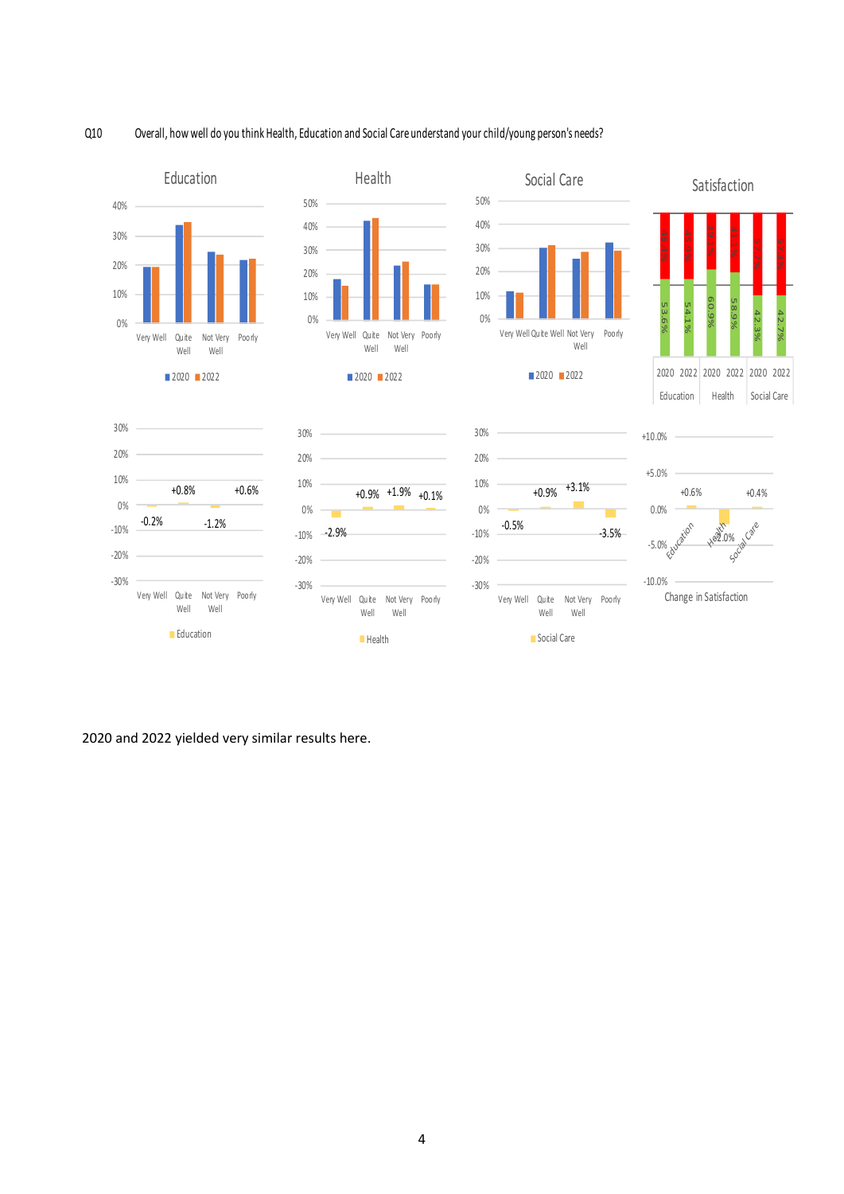Q10 Overall, how well do you think Health, Education and Social Care understand your child/young person's needs?

2020 and 2022 yielded very similar results here.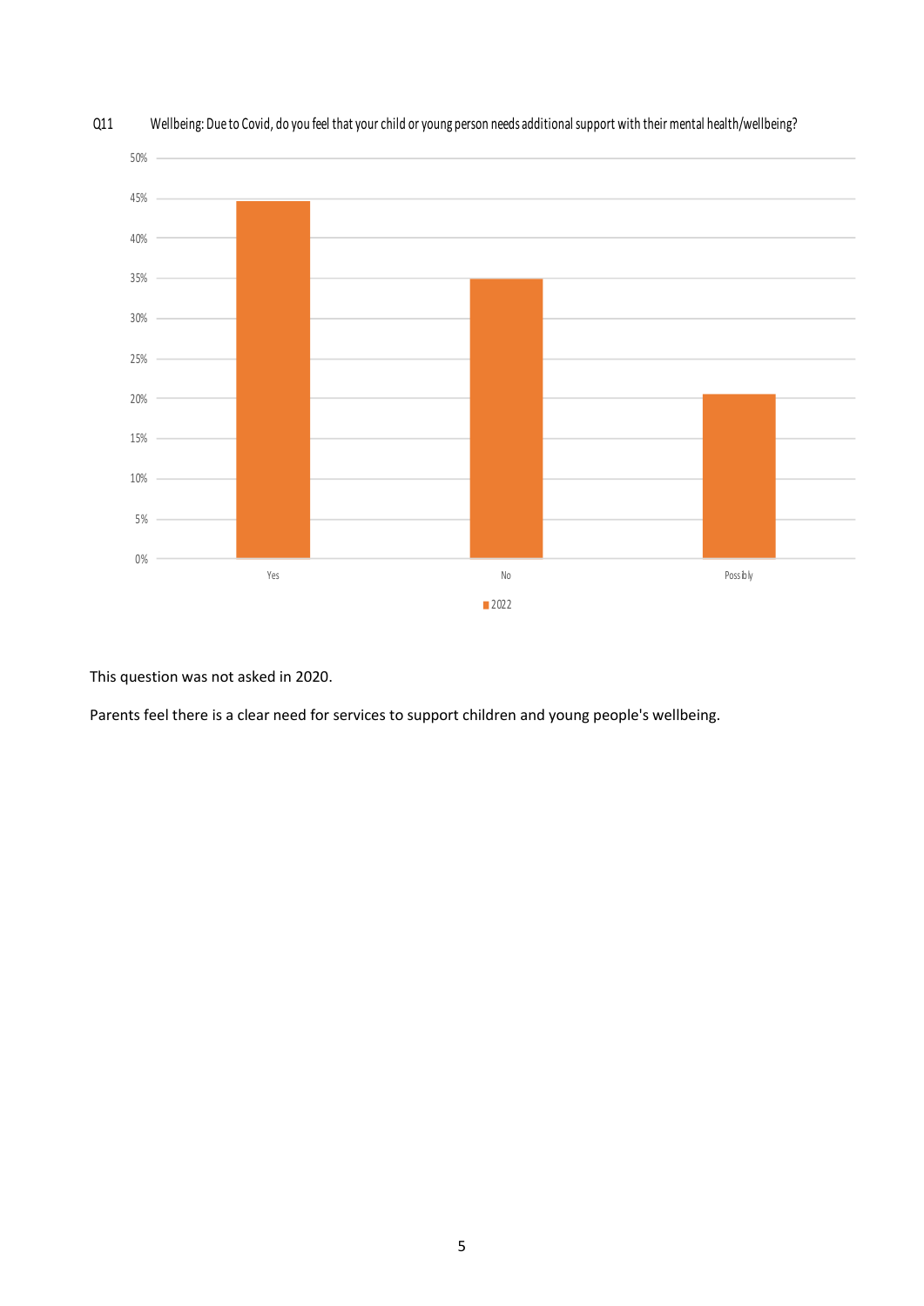Q11 Wellbeing: Due to Covid, do you feel that your child or young person needs additional support with their mental health/wellbeing?

This question was not asked in 2020.

Parents feel there is a clear need for services to support children and young people's wellbeing.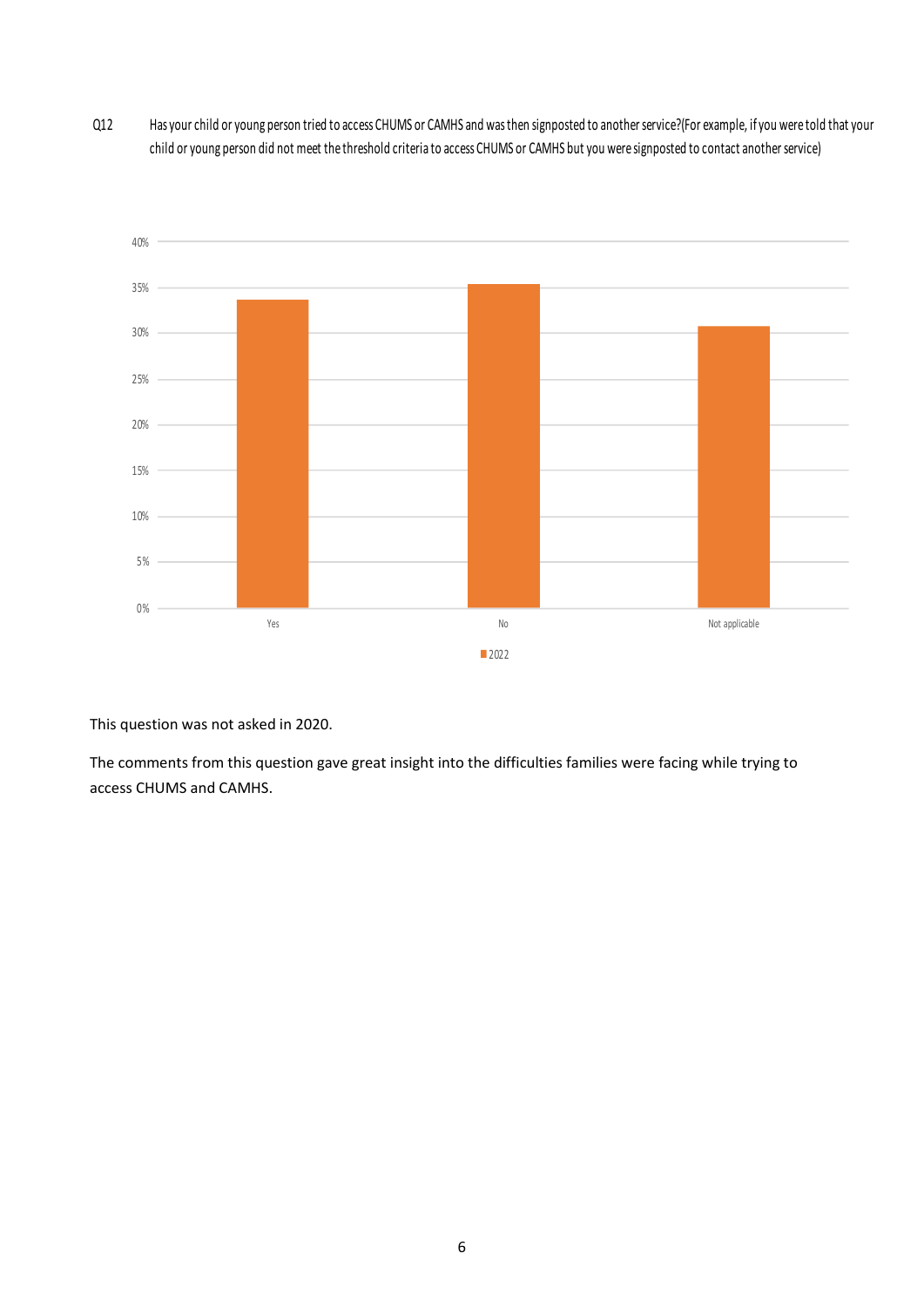Q12 Has your child or young person tried to access CHUMS or CAMHS and was then signposted to another service?(For example, if you were told that your child or young person did not meet the threshold criteria to access CHUMS or CAMHS but you were signposted to contact another service)

This question was not asked in 2020.

The comments from this question gave great insight into the difficulties families were facing while trying to access CHUMS and CAMHS.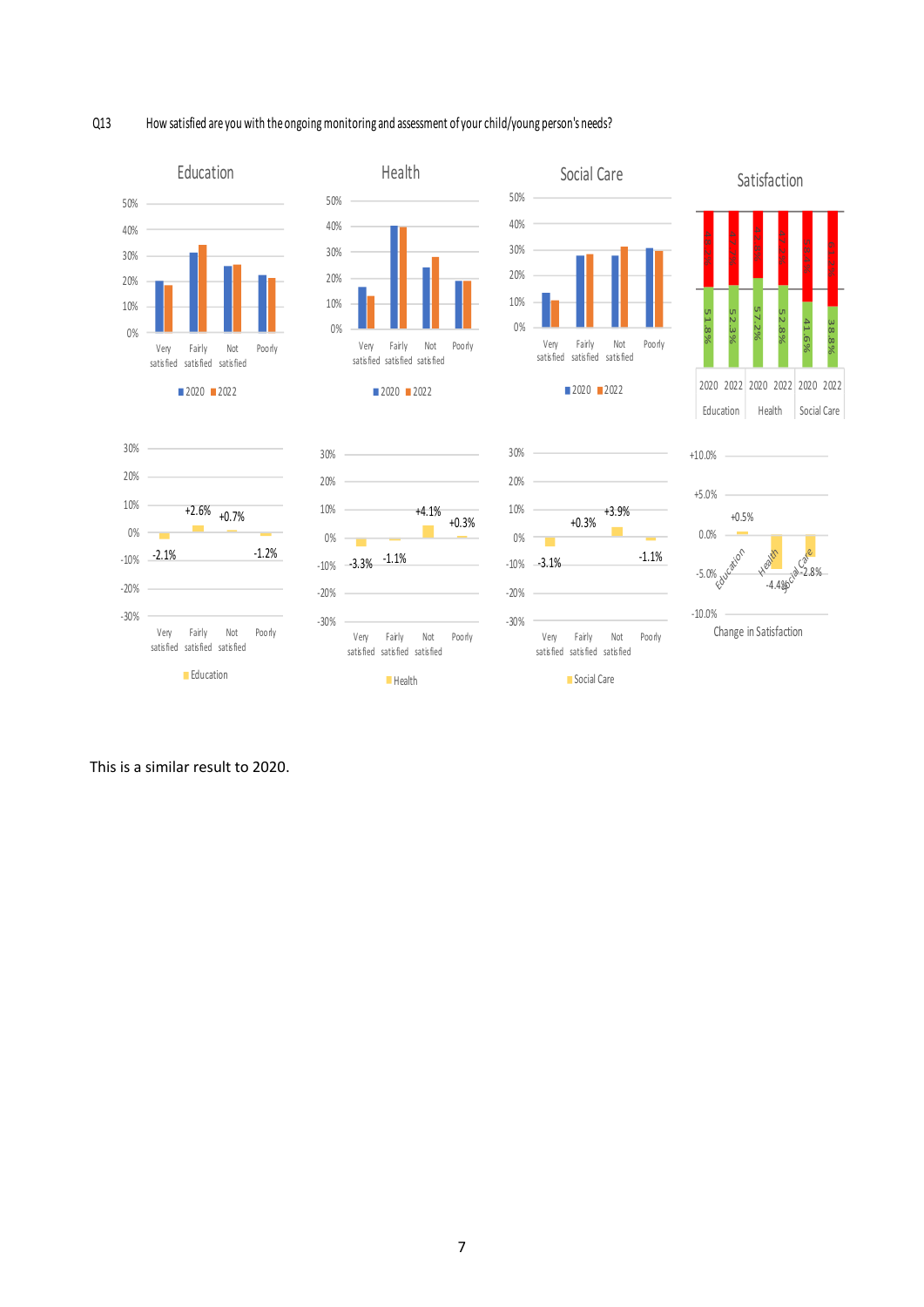Q13 How satisfied are you with the ongoing monitoring and assessment of your child/young person's needs?

This is a similar result to 2020.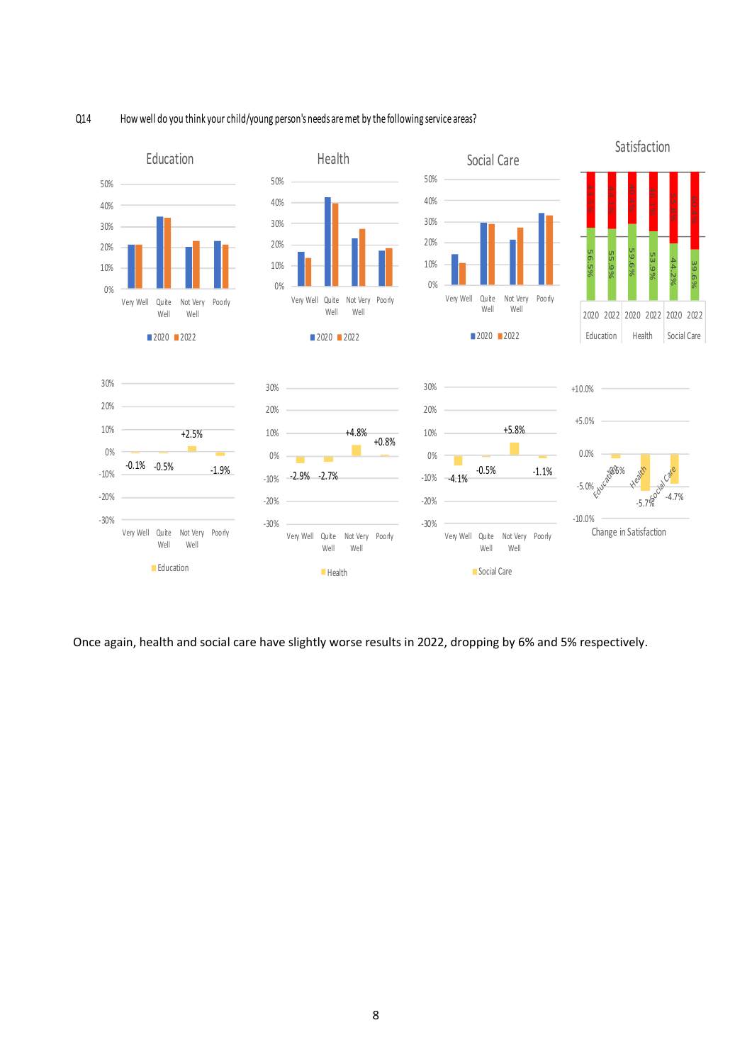Q14 How well do you think your child/young person's needs are met by the following service areas?

Once again, health and social care have slightly worse results in 2022, dropping by 6% and 5% respectively.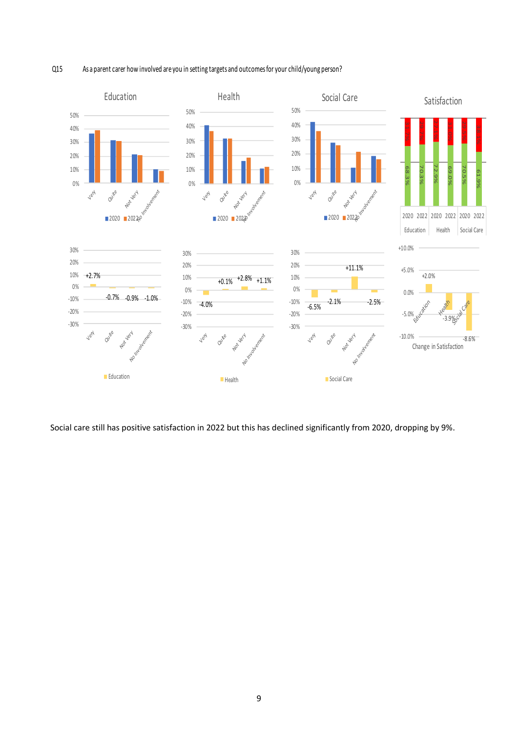Q15 As a parent carer how involved are you in setting targets and outcomes for your child/young person?

Social care still has positive satisfaction in 2022 but this has declined significantly from 2020, dropping by 9%.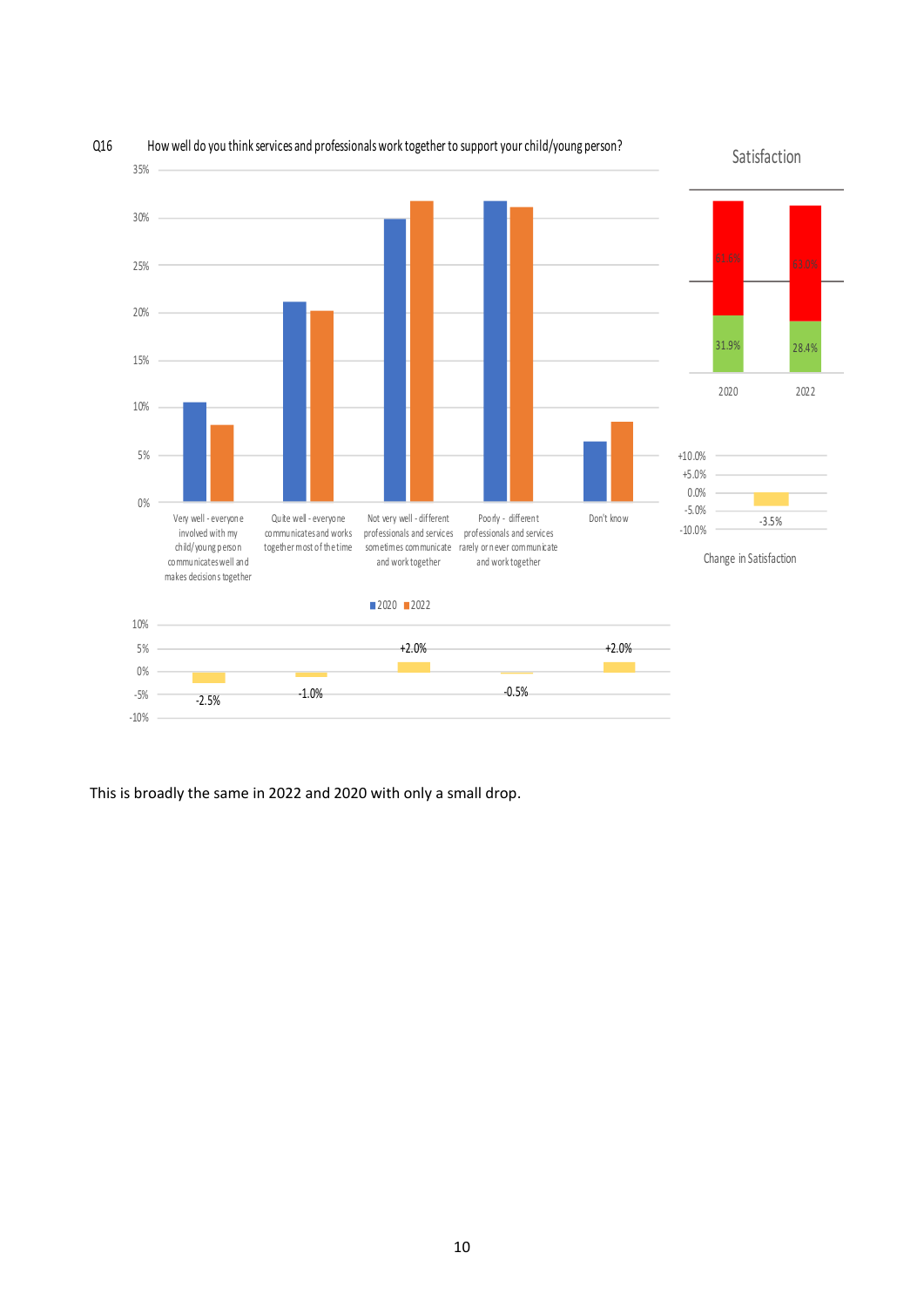Q16 How well do you think services and professionals work together to support your child/young person?

| Response | 2020 | 2022 | Change |
|---|---|---|---|
| Very well - everyone involved with my child/young person communicates well and makes decisions together | | | -2.5% |
| Quite well - everyone communicates and works together most of the time | | | -1.0% |
| Not very well - different professionals and services sometimes communicate and work together | | | +2.0% |
| Poorly - different professionals and services rarely or never communicate and work together | | | -0.5% |
| Don't know | | | +2.0% |

**Satisfaction**

| | 2020 | 2022 |
|---|---|---|
| Dissatisfied | 61.6% | 63.0% |
| Satisfied | 31.9% | 28.4% |

Change in Satisfaction: -3.5%

This is broadly the same in 2022 and 2020 with only a small drop.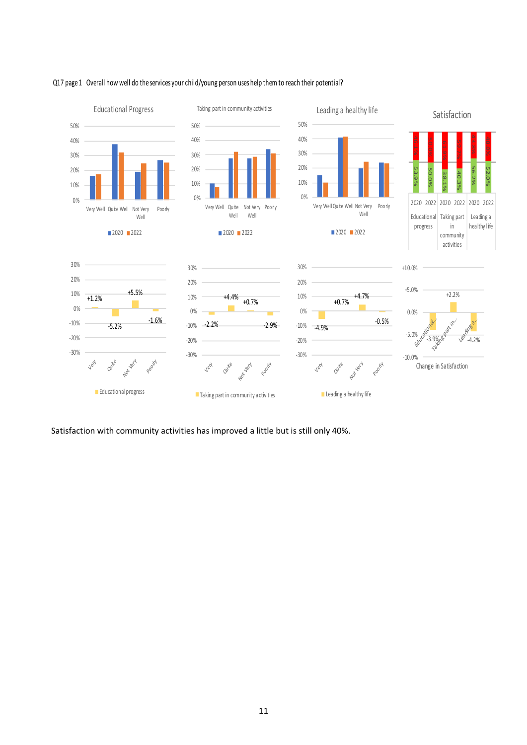Q17 page 1 Overall how well do the services your child/young person uses help them to reach their potential?

Educational Progress

| | Very Well | Quite Well | Not Very Well | Poorly |
|---|---|---|---|---|
| Change | +1.2% | -5.2% | +5.5% | -1.6% |

Taking part in community activities

| | Very Well | Quite Well | Not Very Well | Poorly |
|---|---|---|---|---|
| Change | -2.2% | +4.4% | +0.7% | -2.9% |

Leading a healthy life

| | Very Well | Quite Well | Not Very Well | Poorly |
|---|---|---|---|---|
| Change | -4.9% | +0.7% | +4.7% | -0.5% |

Satisfaction

| | Educational progress 2020 | Educational progress 2022 | Taking part in community activities 2020 | Taking part in community activities 2022 | Leading a healthy life 2020 | Leading a healthy life 2022 |
|---|---|---|---|---|---|---|
| Satisfied | 53.9% | 50.0% | 38.1% | 40.3% | 56.2% | 52.0% |
| Not satisfied | 46.1% | 50.0% | 61.9% | 59.7% | 43.8% | 48.0% |

Change in Satisfaction

| Educational progress | Taking part in community activities | Leading a healthy life |
|---|---|---|
| -3.9% | +2.2% | -4.2% |

Satisfaction with community activities has improved a little but is still only 40%.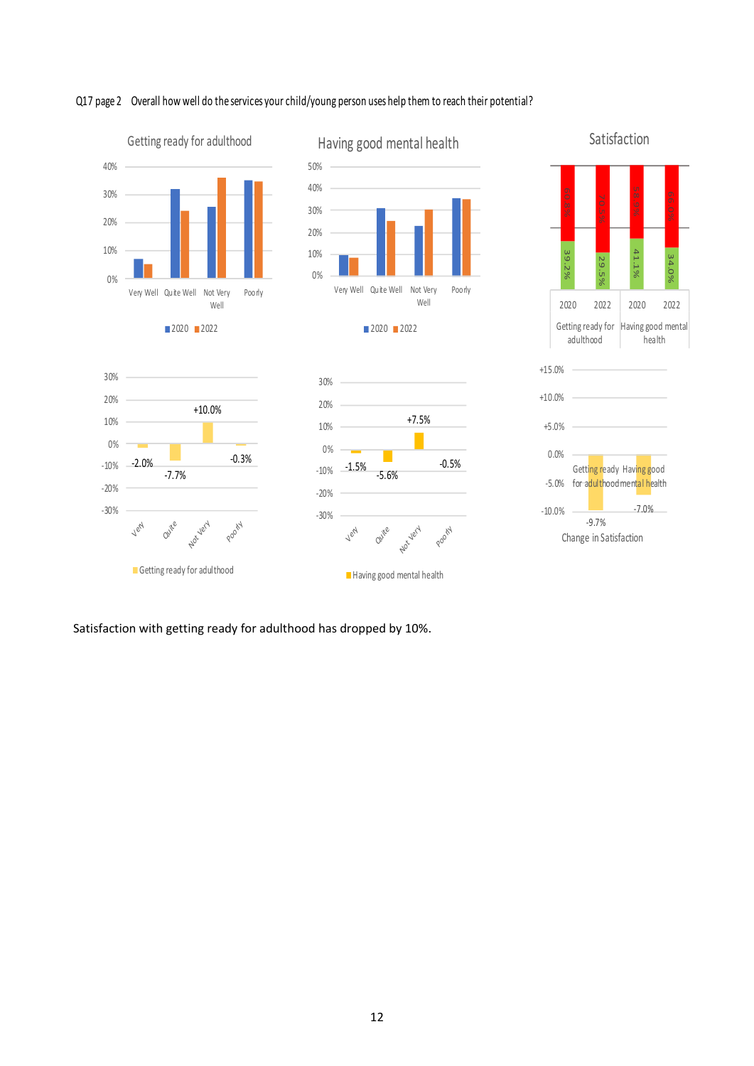Q17 page 2 Overall how well do the services your child/young person uses help them to reach their potential?

**Getting ready for adulthood**

| | Very Well | Quite Well | Not Very Well | Poorly |
|---|---|---|---|---|
| Change | -2.0% | -7.7% | +10.0% | -0.3% |

**Having good mental health**

| | Very Well | Quite Well | Not Very Well | Poorly |
|---|---|---|---|---|
| Change | -1.5% | -5.6% | +7.5% | -0.5% |

**Satisfaction**

| | Getting ready for adulthood 2020 | Getting ready for adulthood 2022 | Having good mental health 2020 | Having good mental health 2022 |
|---|---|---|---|---|
| Satisfied | 39.2% | 29.5% | 41.1% | 34.0% |
| Dissatisfied | 60.8% | 70.5% | 58.9% | 66.0% |

**Change in Satisfaction**

| Getting ready for adulthood | Having good mental health |
|---|---|
| -9.7% | -7.0% |

Satisfaction with getting ready for adulthood has dropped by 10%.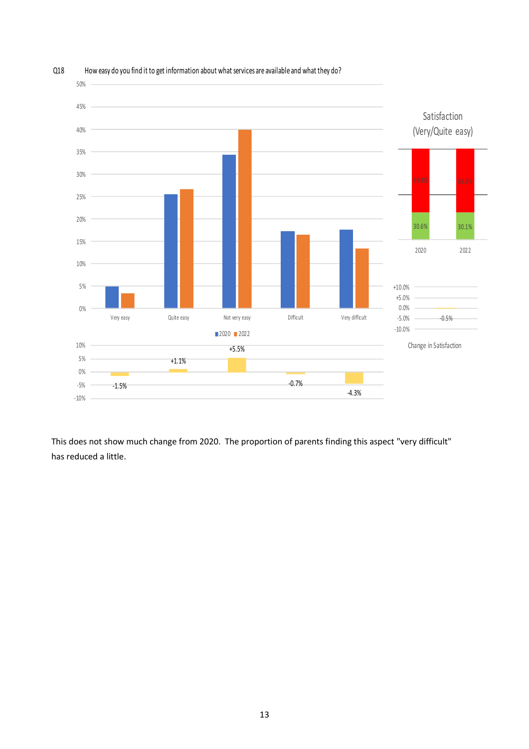Q18 How easy do you find it to get information about what services are available and what they do?

| | Very easy | Quite easy | Not very easy | Difficult | Very difficult |
|---|---|---|---|---|---|
| Change | -1.5% | +1.1% | +5.5% | -0.7% | -4.3% |

Satisfaction (Very/Quite easy)

| | 2020 | 2022 |
|---|---|---|
| Very/Quite easy | 30.6% | 30.1% |

Change in Satisfaction: -0.5%

This does not show much change from 2020. The proportion of parents finding this aspect "very difficult" has reduced a little.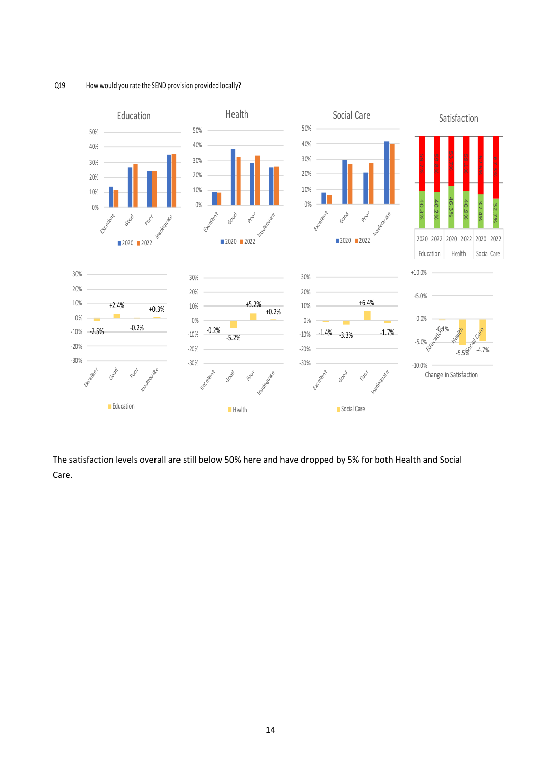Q19 How would you rate the SEND provision provided locally?

The satisfaction levels overall are still below 50% here and have dropped by 5% for both Health and Social Care.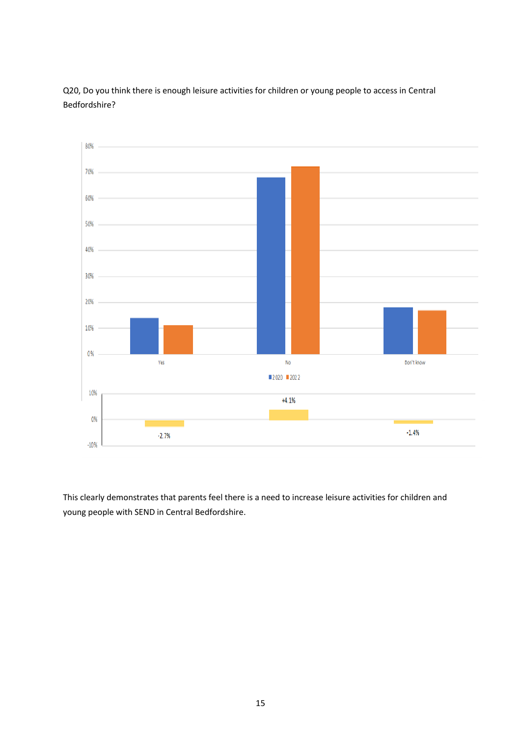Q20, Do you think there is enough leisure activities for children or young people to access in Central Bedfordshire?

This clearly demonstrates that parents feel there is a need to increase leisure activities for children and young people with SEND in Central Bedfordshire.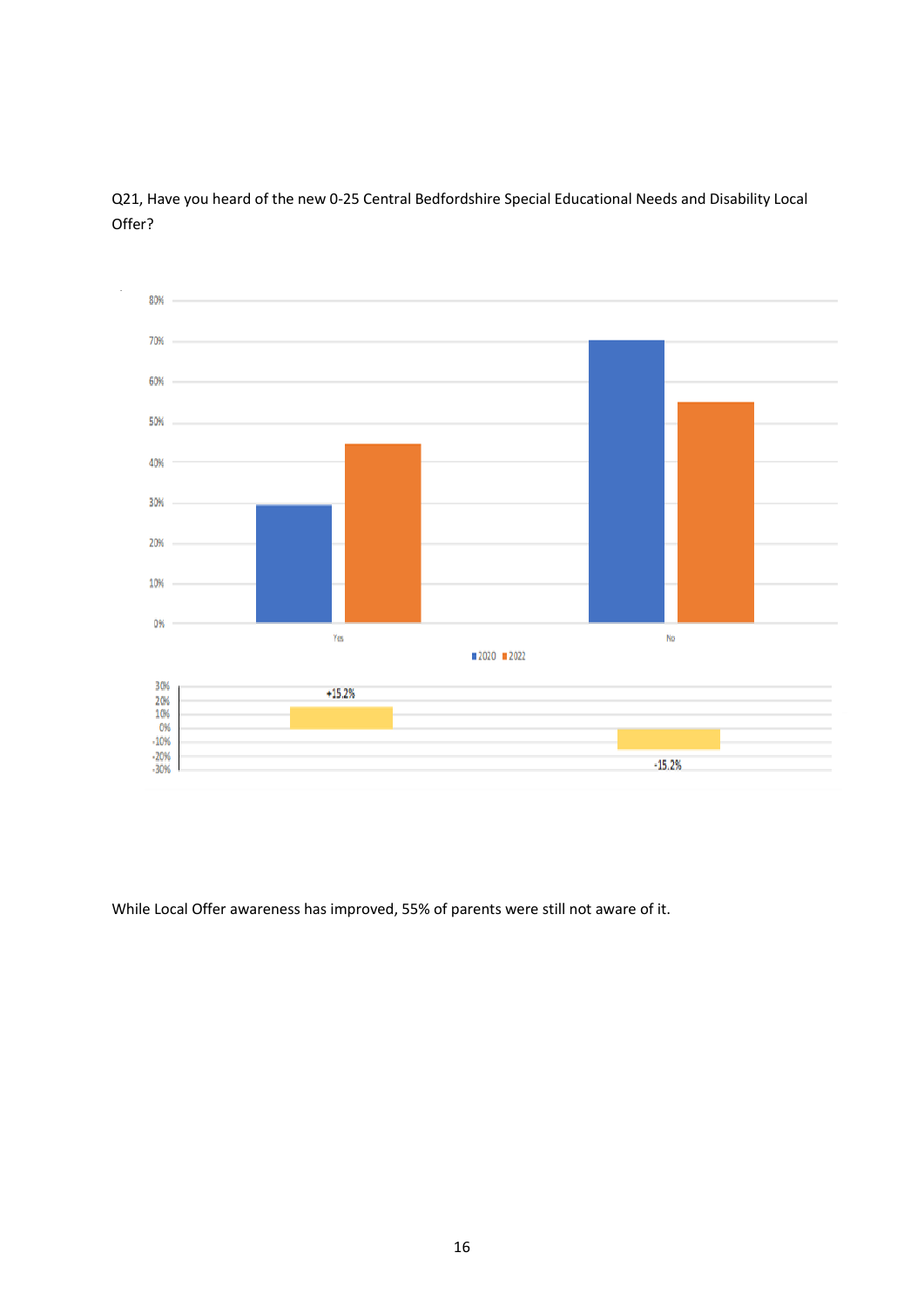Q21, Have you heard of the new 0-25 Central Bedfordshire Special Educational Needs and Disability Local Offer?

While Local Offer awareness has improved, 55% of parents were still not aware of it.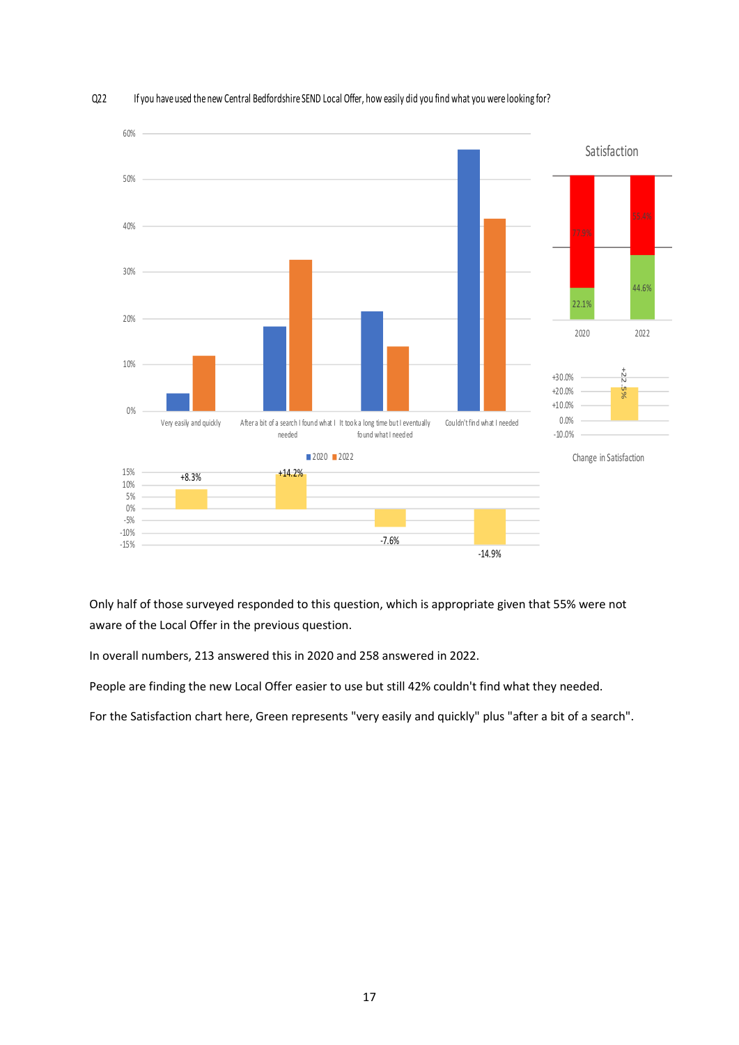Q22 If you have used the new Central Bedfordshire SEND Local Offer, how easily did you find what you were looking for?

Only half of those surveyed responded to this question, which is appropriate given that 55% were not aware of the Local Offer in the previous question.

In overall numbers, 213 answered this in 2020 and 258 answered in 2022.

People are finding the new Local Offer easier to use but still 42% couldn't find what they needed.

For the Satisfaction chart here, Green represents "very easily and quickly" plus "after a bit of a search".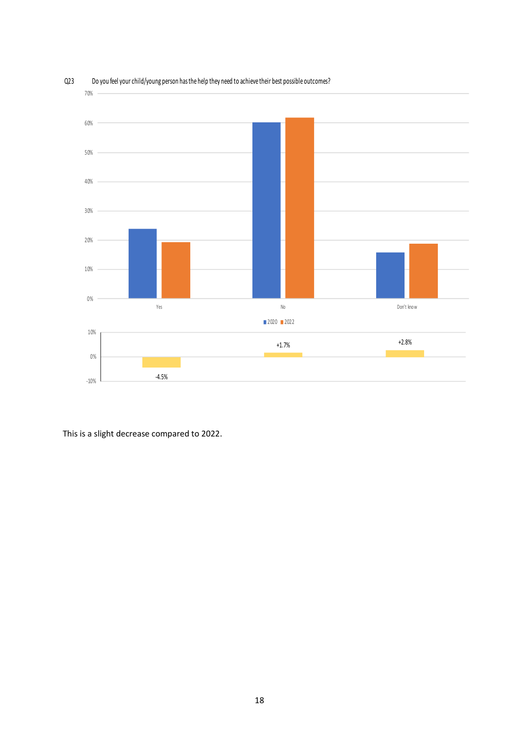Q23 Do you feel your child/young person has the help they need to achieve their best possible outcomes?

| | 2020 | 2022 | Change |
|---|---|---|---|
| Yes | | | -4.5% |
| No | | | +1.7% |
| Don't know | | | +2.8% |

This is a slight decrease compared to 2022.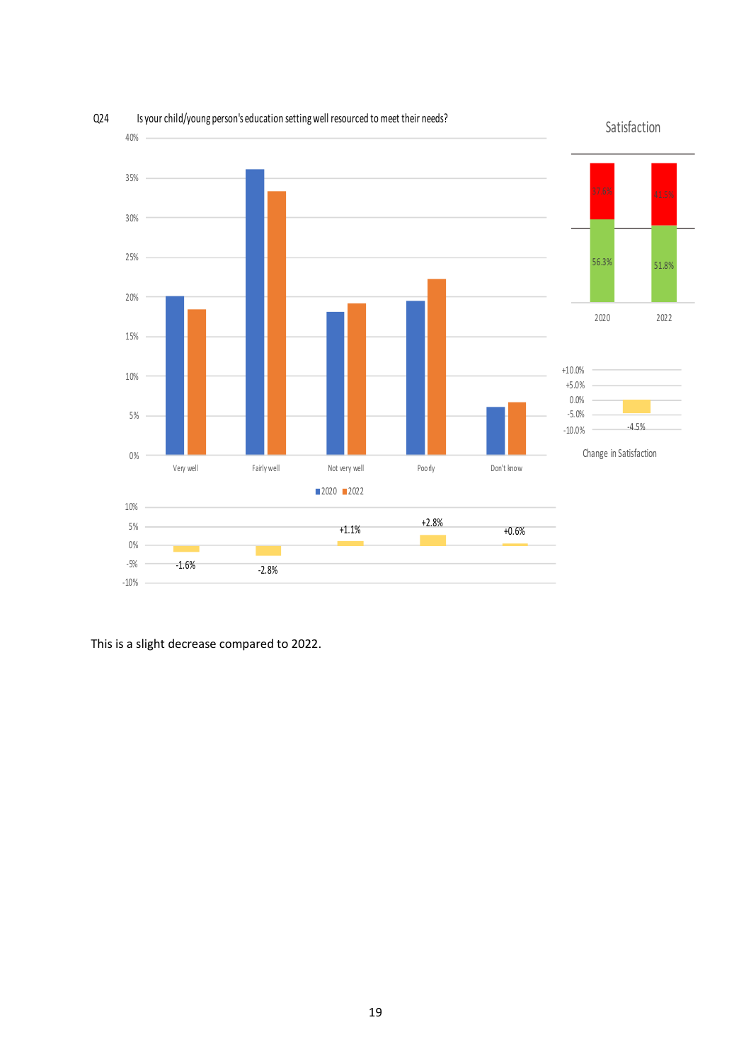Q24 Is your child/young person's education setting well resourced to meet their needs?

| | Very well | Fairly well | Not very well | Poorly | Don't know |
|---|---|---|---|---|---|
| Change | -1.6% | -2.8% | +1.1% | +2.8% | +0.6% |

Satisfaction

| | 2020 | 2022 |
|---|---|---|
| Dissatisfied | 37.6% | 41.5% |
| Satisfied | 56.3% | 51.8% |

Change in Satisfaction: -4.5%

This is a slight decrease compared to 2022.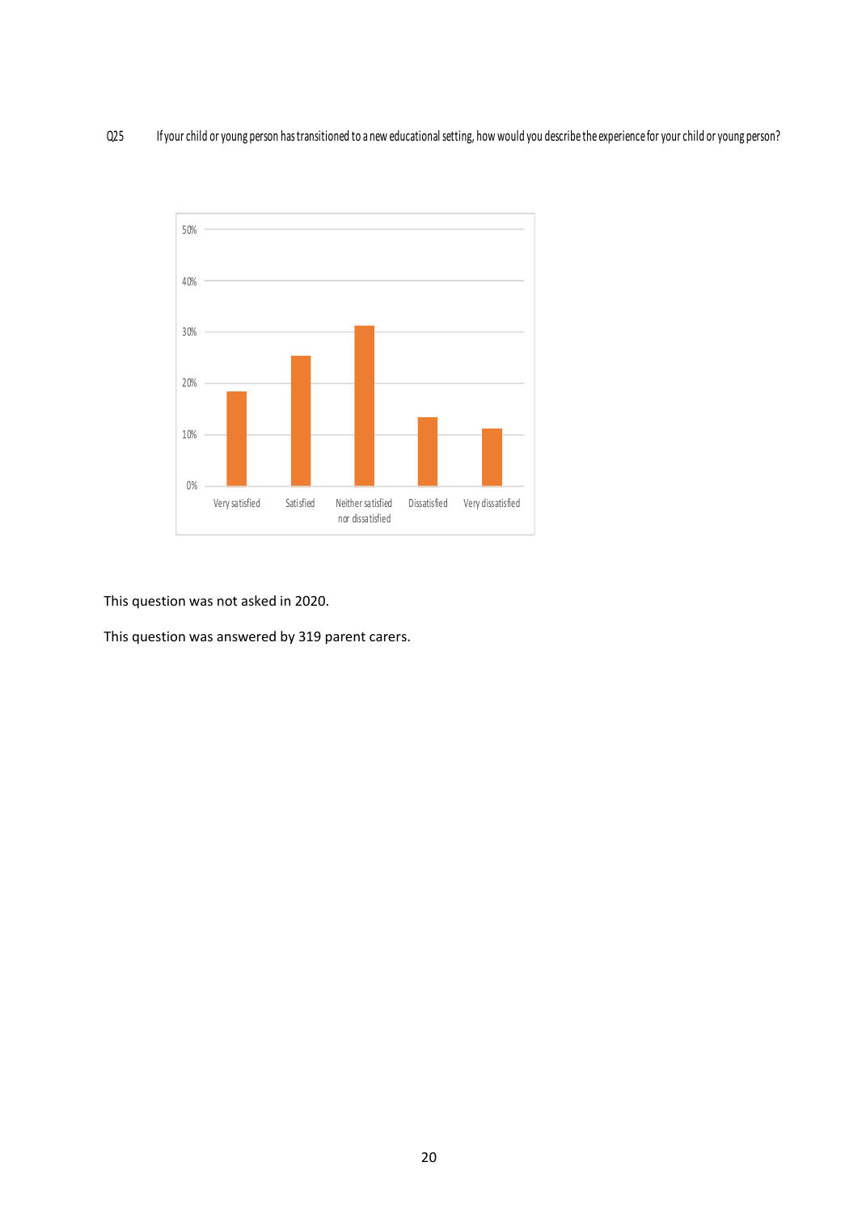Q25 If your child or young person has transitioned to a new educational setting, how would you describe the experience for your child or young person?

This question was not asked in 2020.

This question was answered by 319 parent carers.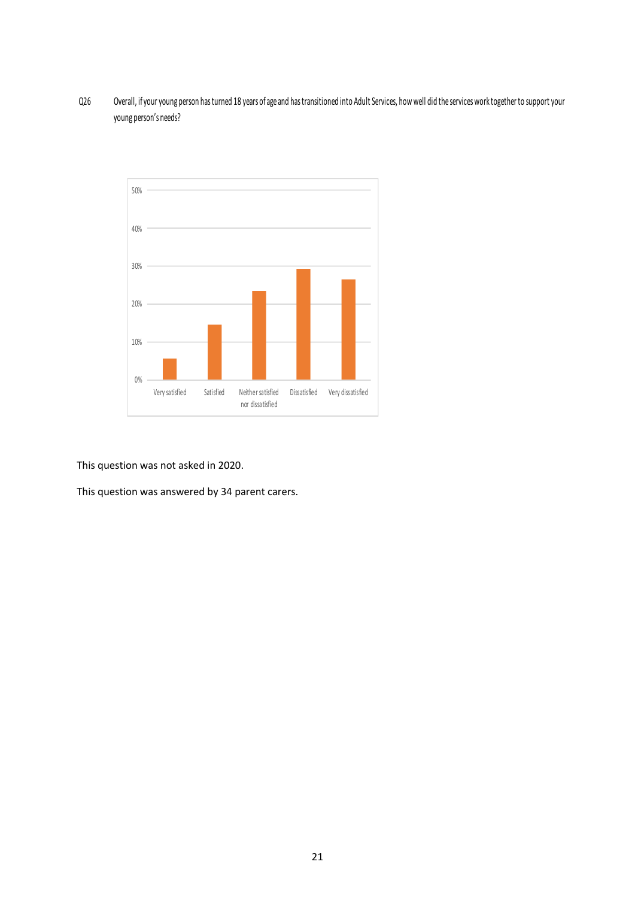Q26 Overall, if your young person has turned 18 years of age and has transitioned into Adult Services, how well did the services work together to support your young person's needs?

This question was not asked in 2020.

This question was answered by 34 parent carers.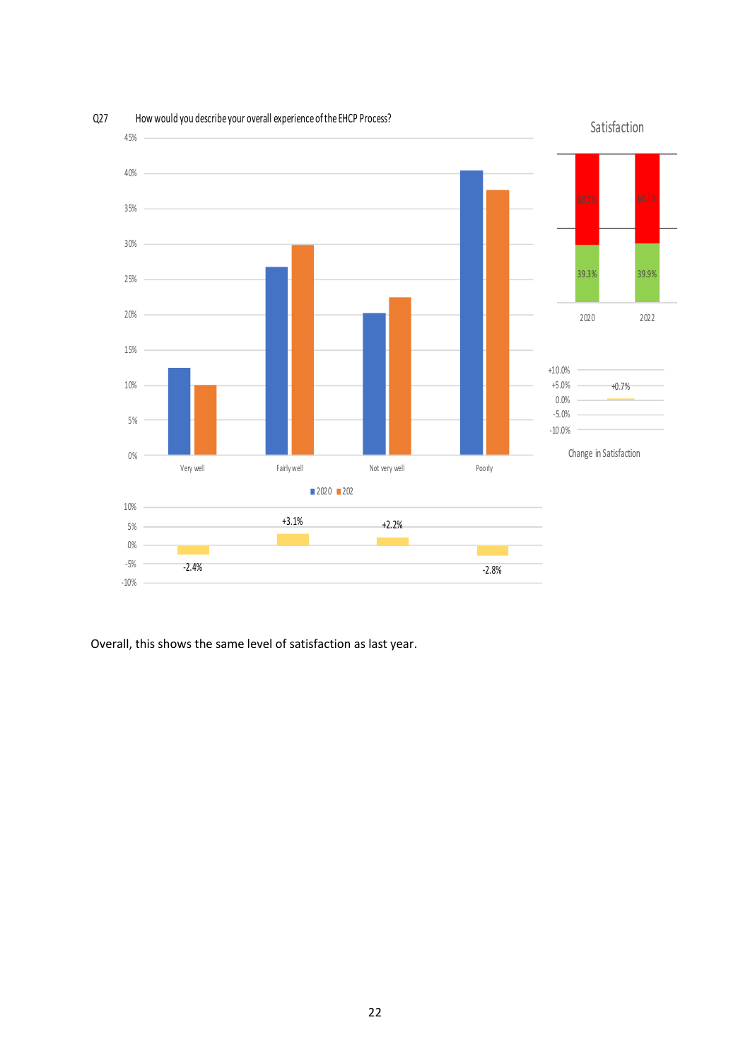Q27 How would you describe your overall experience of the EHCP Process?

Overall, this shows the same level of satisfaction as last year.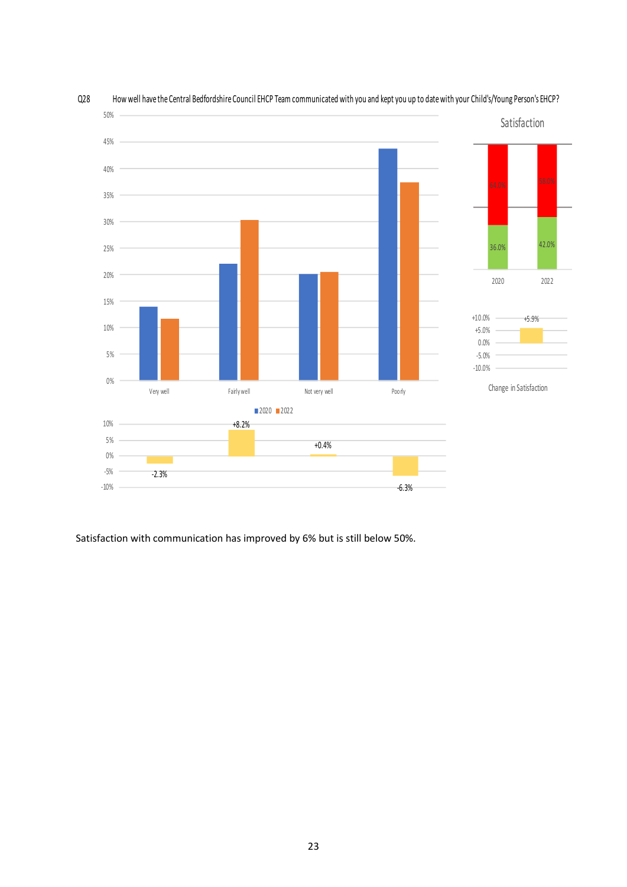Q28 How well have the Central Bedfordshire Council EHCP Team communicated with you and kept you up to date with your Child's/Young Person's EHCP?

Satisfaction with communication has improved by 6% but is still below 50%.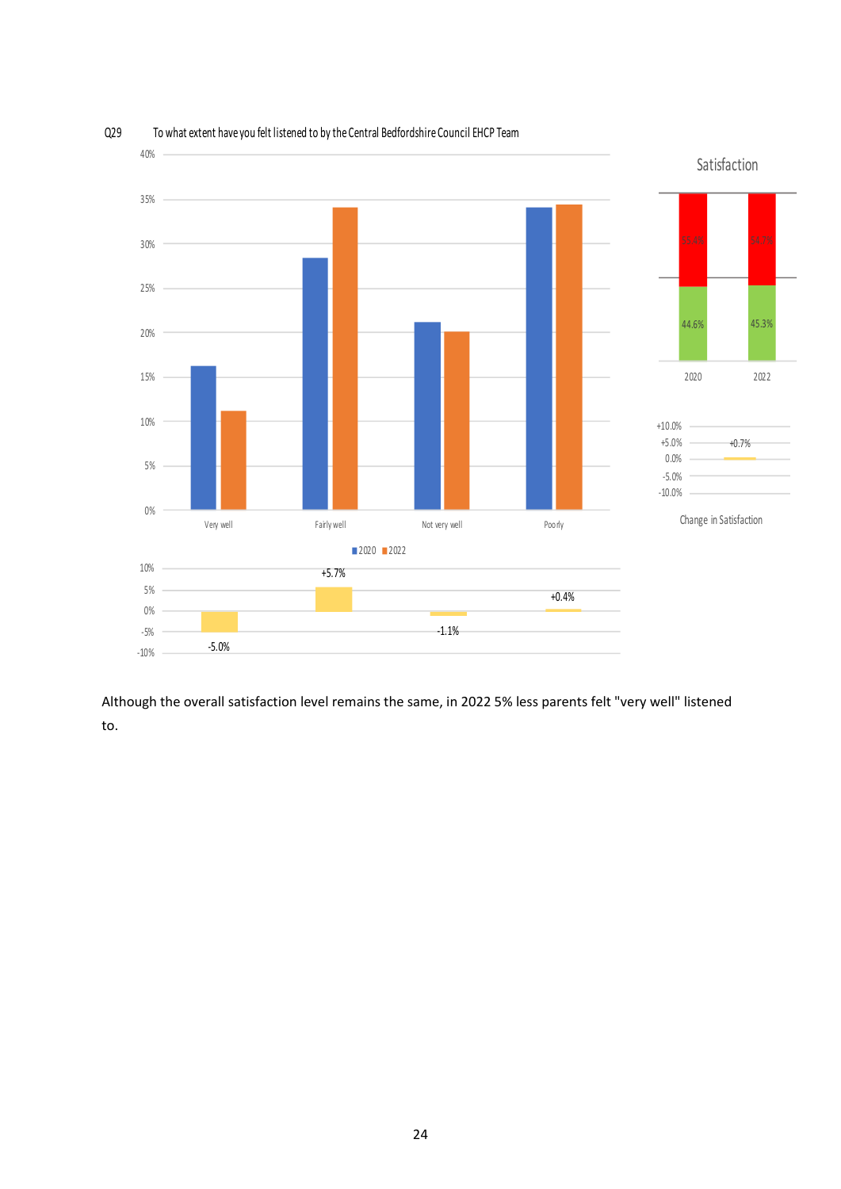Q29 To what extent have you felt listened to by the Central Bedfordshire Council EHCP Team

| | 2020 | 2022 | Change |
|---|---|---|---|
| Very well | | | -5.0% |
| Fairly well | | | +5.7% |
| Not very well | | | -1.1% |
| Poorly | | | +0.4% |

Satisfaction

| | 2020 | 2022 |
|---|---|---|
| Dissatisfied | 55.4% | 54.7% |
| Satisfied | 44.6% | 45.3% |

Change in Satisfaction: +0.7%

Although the overall satisfaction level remains the same, in 2022 5% less parents felt "very well" listened to.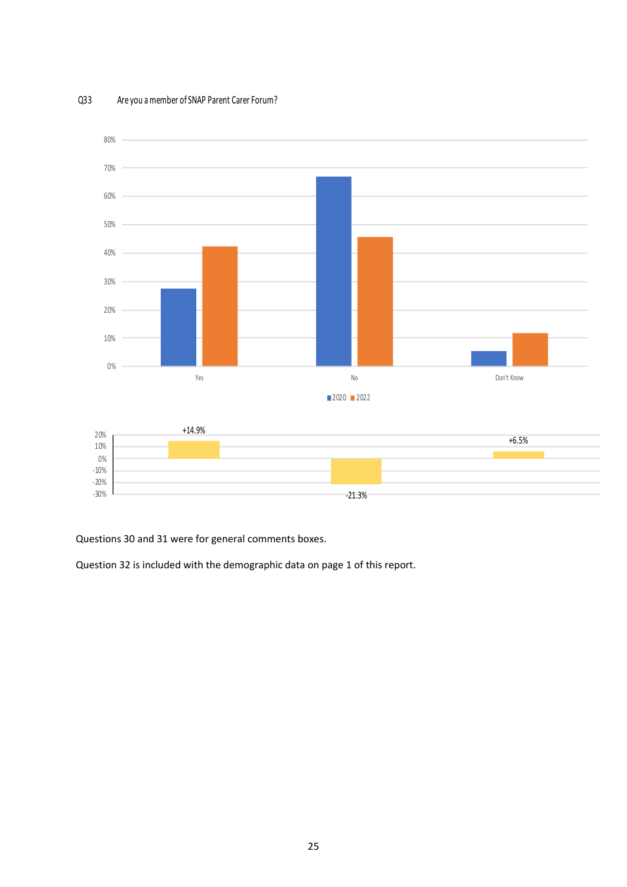Q33 Are you a member of SNAP Parent Carer Forum?

80%
70%
60%
50%
40%
30%
20%
10%
0%

Yes
No
Don't Know

2020 2022

+14.9%
+6.5%
-21.3%

20%
10%
0%
-10%
-20%
-30%

Questions 30 and 31 were for general comments boxes.

Question 32 is included with the demographic data on page 1 of this report.